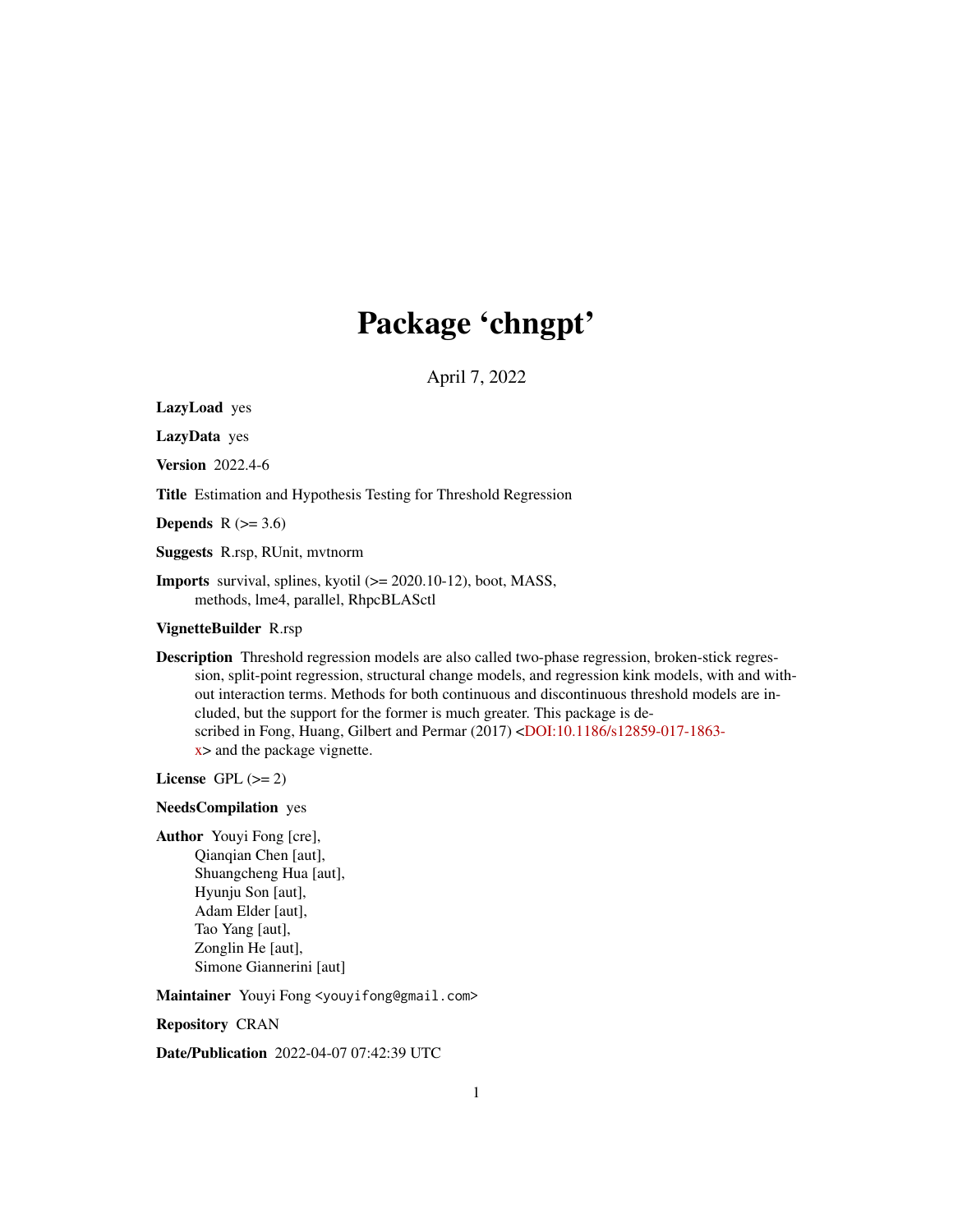# Package 'chngpt'

April 7, 2022

**LazyLoad** yes

**LazyData** yes

**Version** 2022.4-6

**Title** Estimation and Hypothesis Testing for Threshold Regression

**Depends** R (>= 3.6)

**Suggests** R.rsp, RUnit, mvtnorm

**Imports** survival, splines, kyotil (>= 2020.10-12), boot, MASS, methods, lme4, parallel, RhpcBLASctl

**VignetteBuilder** R.rsp

**Description** Threshold regression models are also called two-phase regression, broken-stick regression, split-point regression, structural change models, and regression kink models, with and without interaction terms. Methods for both continuous and discontinuous threshold models are included, but the support for the former is much greater. This package is described in Fong, Huang, Gilbert and Permar (2017) <DOI:10.1186/s12859-017-1863-x> and the package vignette.

**License** GPL (>= 2)

**NeedsCompilation** yes

**Author** Youyi Fong [cre],
Qianqian Chen [aut],
Shuangcheng Hua [aut],
Hyunju Son [aut],
Adam Elder [aut],
Tao Yang [aut],
Zonglin He [aut],
Simone Giannerini [aut]

**Maintainer** Youyi Fong <youyifong@gmail.com>

**Repository** CRAN

**Date/Publication** 2022-04-07 07:42:39 UTC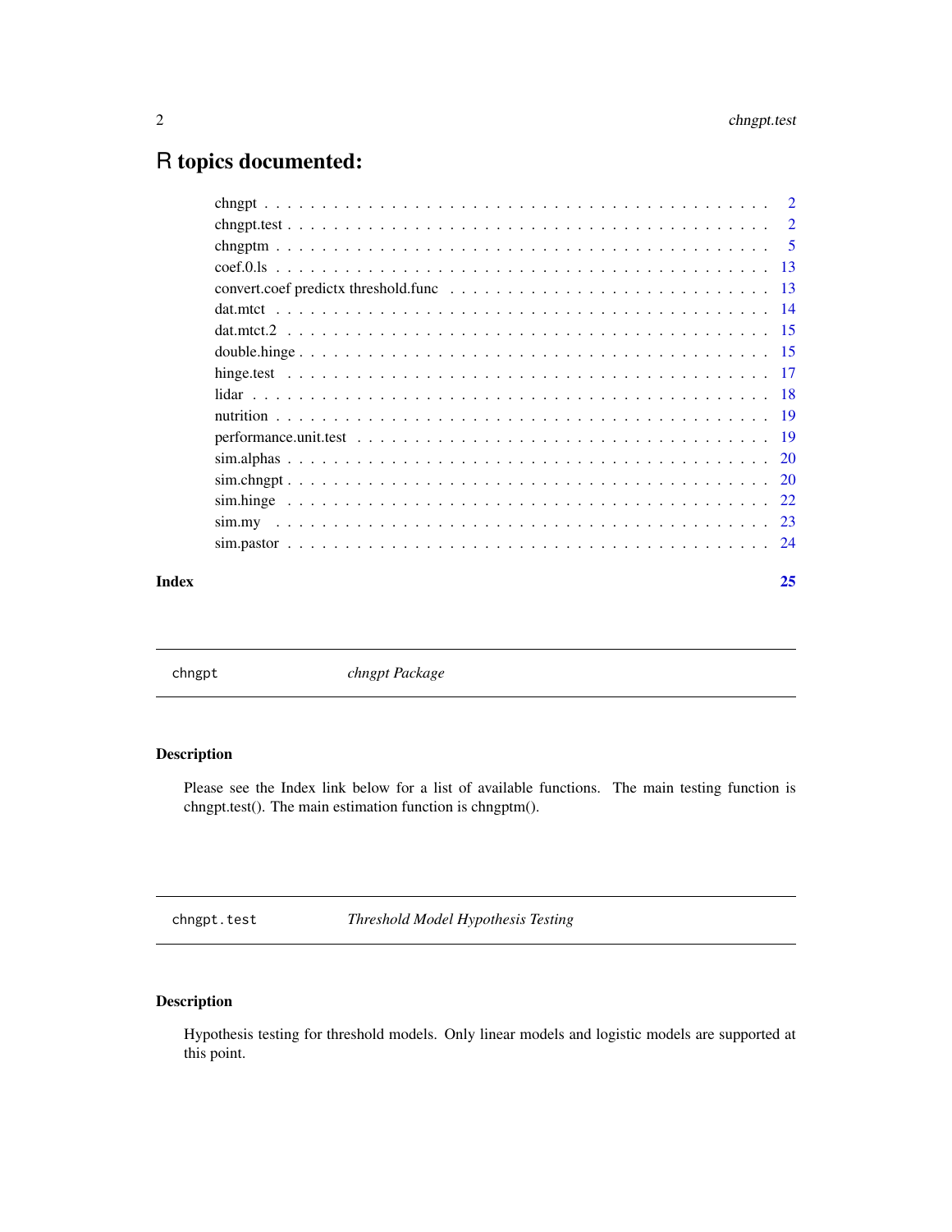# R topics documented:

| | |
|---|---|
| chngpt | 2 |
| chngpt.test | 2 |
| chngptm | 5 |
| coef.0.ls | 13 |
| convert.coef predictx threshold.func | 13 |
| dat.mtct | 14 |
| dat.mtct.2 | 15 |
| double.hinge | 15 |
| hinge.test | 17 |
| lidar | 18 |
| nutrition | 19 |
| performance.unit.test | 19 |
| sim.alphas | 20 |
| sim.chngpt | 20 |
| sim.hinge | 22 |
| sim.my | 23 |
| sim.pastor | 24 |

**Index** **25**

---

`chngpt` *chngpt Package*

---

### Description

Please see the Index link below for a list of available functions. The main testing function is chngpt.test(). The main estimation function is chngptm().

---

`chngpt.test` *Threshold Model Hypothesis Testing*

---

### Description

Hypothesis testing for threshold models. Only linear models and logistic models are supported at this point.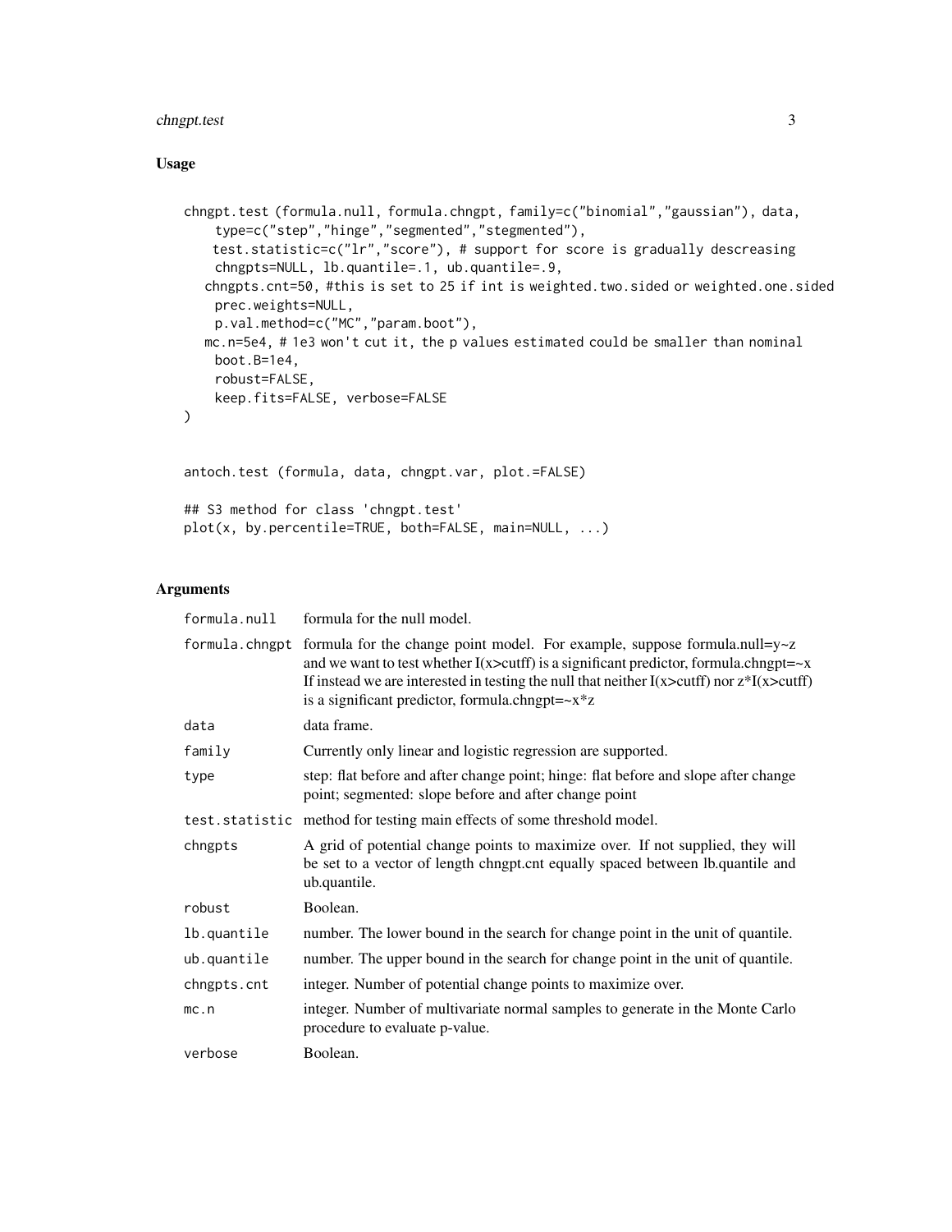## Usage

```
chngpt.test (formula.null, formula.chngpt, family=c("binomial","gaussian"), data,
     type=c("step","hinge","segmented","stegmented"),
    test.statistic=c("lr","score"), # support for score is gradually descreasing
     chngpts=NULL, lb.quantile=.1, ub.quantile=.9,
   chngpts.cnt=50, #this is set to 25 if int is weighted.two.sided or weighted.one.sided
     prec.weights=NULL,
     p.val.method=c("MC","param.boot"),
   mc.n=5e4, # 1e3 won't cut it, the p values estimated could be smaller than nominal
     boot.B=1e4,
     robust=FALSE,
     keep.fits=FALSE, verbose=FALSE
)


antoch.test (formula, data, chngpt.var, plot.=FALSE)

## S3 method for class 'chngpt.test'
plot(x, by.percentile=TRUE, both=FALSE, main=NULL, ...)
```

## Arguments

| | |
|---|---|
| formula.null | formula for the null model. |
| formula.chngpt | formula for the change point model. For example, suppose formula.null=y~z and we want to test whether I(x>cutff) is a significant predictor, formula.chngpt=~x If instead we are interested in testing the null that neither I(x>cutff) nor z*I(x>cutff) is a significant predictor, formula.chngpt=~x*z |
| data | data frame. |
| family | Currently only linear and logistic regression are supported. |
| type | step: flat before and after change point; hinge: flat before and slope after change point; segmented: slope before and after change point |
| test.statistic | method for testing main effects of some threshold model. |
| chngpts | A grid of potential change points to maximize over. If not supplied, they will be set to a vector of length chngpt.cnt equally spaced between lb.quantile and ub.quantile. |
| robust | Boolean. |
| lb.quantile | number. The lower bound in the search for change point in the unit of quantile. |
| ub.quantile | number. The upper bound in the search for change point in the unit of quantile. |
| chngpts.cnt | integer. Number of potential change points to maximize over. |
| mc.n | integer. Number of multivariate normal samples to generate in the Monte Carlo procedure to evaluate p-value. |
| verbose | Boolean. |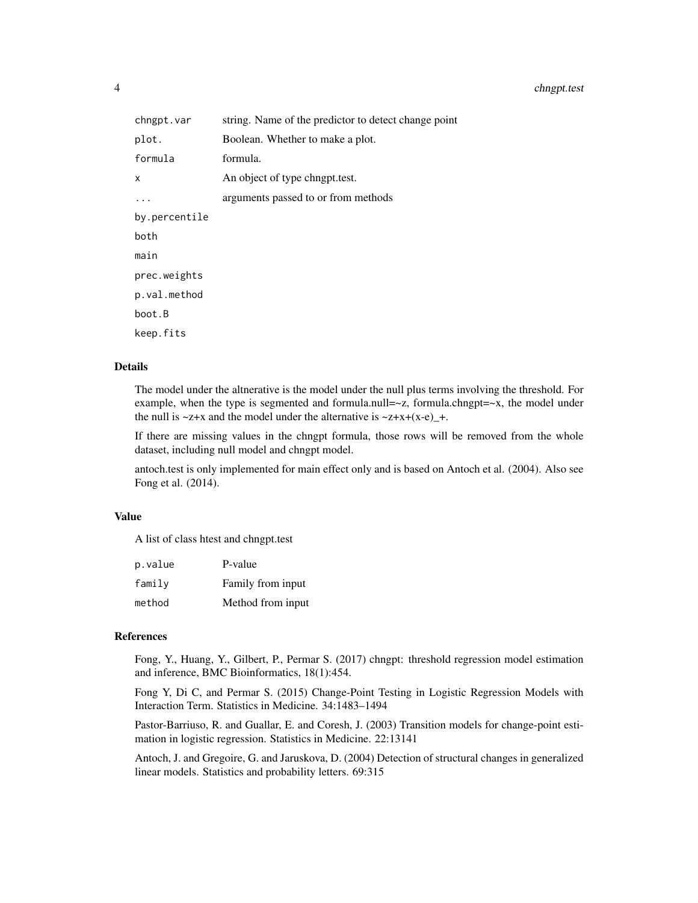| | |
|---|---|
| `chngpt.var` | string. Name of the predictor to detect change point |
| `plot.` | Boolean. Whether to make a plot. |
| `formula` | formula. |
| `x` | An object of type chngpt.test. |
| `...` | arguments passed to or from methods |
| `by.percentile` | |
| `both` | |
| `main` | |
| `prec.weights` | |
| `p.val.method` | |
| `boot.B` | |
| `keep.fits` | |

## Details

The model under the altnerative is the model under the null plus terms involving the threshold. For example, when the type is segmented and formula.null=~z, formula.chngpt=~x, the model under the null is ~z+x and the model under the alternative is ~z+x+(x-e)_+.

If there are missing values in the chngpt formula, those rows will be removed from the whole dataset, including null model and chngpt model.

antoch.test is only implemented for main effect only and is based on Antoch et al. (2004). Also see Fong et al. (2014).

## Value

A list of class htest and chngpt.test

| | |
|---|---|
| `p.value` | P-value |
| `family` | Family from input |
| `method` | Method from input |

## References

Fong, Y., Huang, Y., Gilbert, P., Permar S. (2017) chngpt: threshold regression model estimation and inference, BMC Bioinformatics, 18(1):454.

Fong Y, Di C, and Permar S. (2015) Change-Point Testing in Logistic Regression Models with Interaction Term. Statistics in Medicine. 34:1483–1494

Pastor-Barriuso, R. and Guallar, E. and Coresh, J. (2003) Transition models for change-point estimation in logistic regression. Statistics in Medicine. 22:13141

Antoch, J. and Gregoire, G. and Jaruskova, D. (2004) Detection of structural changes in generalized linear models. Statistics and probability letters. 69:315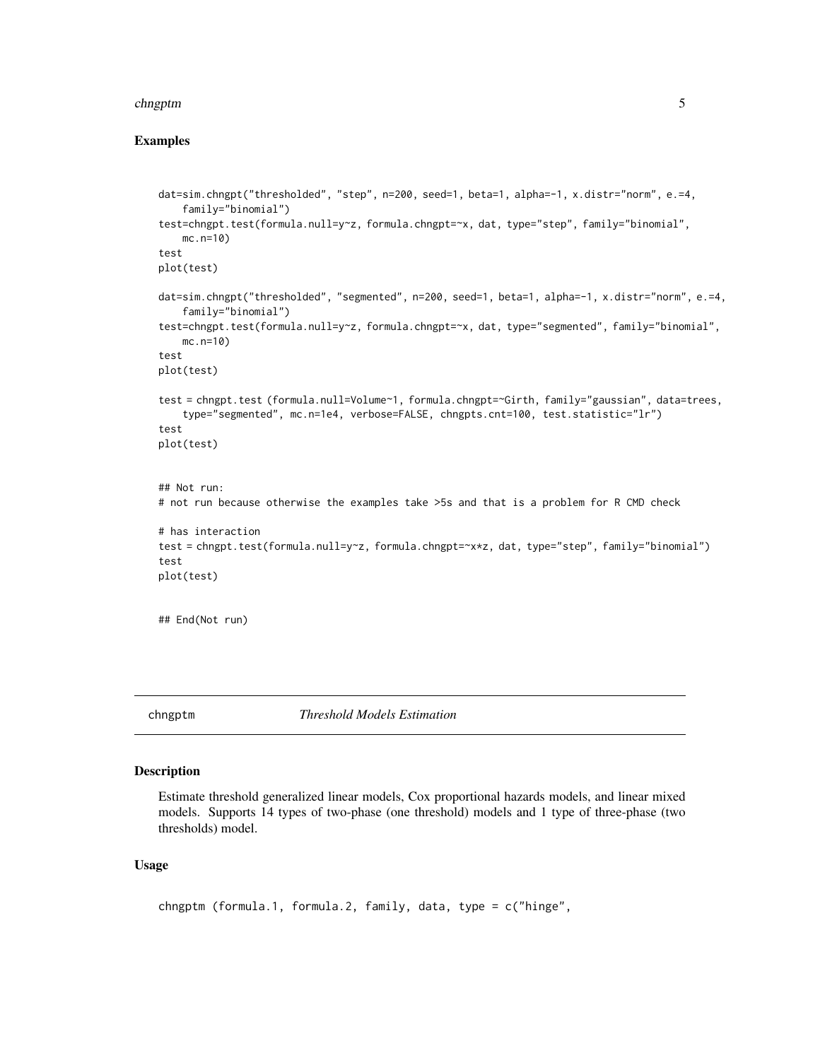### Examples

```
dat=sim.chngpt("thresholded", "step", n=200, seed=1, beta=1, alpha=-1, x.distr="norm", e.=4,
    family="binomial")
test=chngpt.test(formula.null=y~z, formula.chngpt=~x, dat, type="step", family="binomial",
    mc.n=10)
test
plot(test)

dat=sim.chngpt("thresholded", "segmented", n=200, seed=1, beta=1, alpha=-1, x.distr="norm", e.=4,
    family="binomial")
test=chngpt.test(formula.null=y~z, formula.chngpt=~x, dat, type="segmented", family="binomial",
    mc.n=10)
test
plot(test)

test = chngpt.test (formula.null=Volume~1, formula.chngpt=~Girth, family="gaussian", data=trees,
    type="segmented", mc.n=1e4, verbose=FALSE, chngpts.cnt=100, test.statistic="lr")
test
plot(test)


## Not run:
# not run because otherwise the examples take >5s and that is a problem for R CMD check

# has interaction
test = chngpt.test(formula.null=y~z, formula.chngpt=~x*z, dat, type="step", family="binomial")
test
plot(test)


## End(Not run)
```

---

## chngptm — *Threshold Models Estimation*

### Description

Estimate threshold generalized linear models, Cox proportional hazards models, and linear mixed models. Supports 14 types of two-phase (one threshold) models and 1 type of three-phase (two thresholds) model.

### Usage

```
chngptm (formula.1, formula.2, family, data, type = c("hinge",
```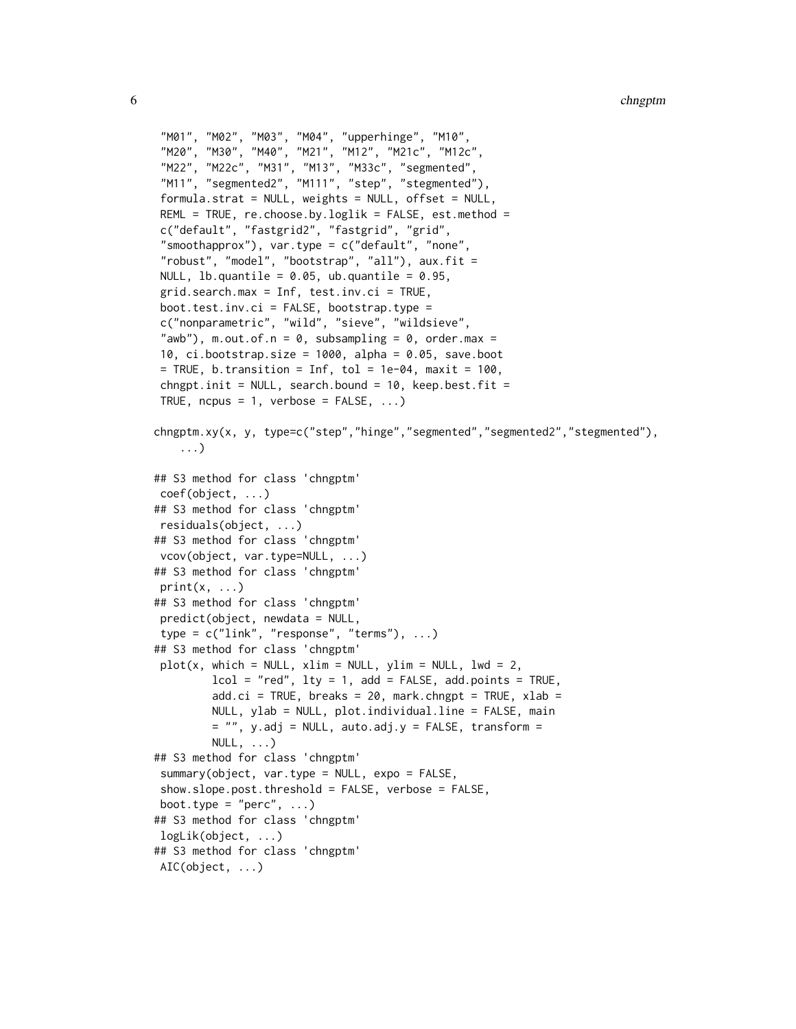```
 "M01", "M02", "M03", "M04", "upperhinge", "M10",
 "M20", "M30", "M40", "M21", "M12", "M21c", "M12c",
 "M22", "M22c", "M31", "M13", "M33c", "segmented",
 "M11", "segmented2", "M111", "step", "stegmented"),
 formula.strat = NULL, weights = NULL, offset = NULL,
 REML = TRUE, re.choose.by.loglik = FALSE, est.method =
 c("default", "fastgrid2", "fastgrid", "grid",
 "smoothapprox"), var.type = c("default", "none",
 "robust", "model", "bootstrap", "all"), aux.fit =
 NULL, lb.quantile = 0.05, ub.quantile = 0.95,
 grid.search.max = Inf, test.inv.ci = TRUE,
 boot.test.inv.ci = FALSE, bootstrap.type =
 c("nonparametric", "wild", "sieve", "wildsieve",
 "awb"), m.out.of.n = 0, subsampling = 0, order.max =
 10, ci.bootstrap.size = 1000, alpha = 0.05, save.boot
 = TRUE, b.transition = Inf, tol = 1e-04, maxit = 100,
 chngpt.init = NULL, search.bound = 10, keep.best.fit =
 TRUE, ncpus = 1, verbose = FALSE, ...)

chngptm.xy(x, y, type=c("step","hinge","segmented","segmented2","stegmented"),
    ...)

## S3 method for class 'chngptm'
 coef(object, ...)
## S3 method for class 'chngptm'
 residuals(object, ...)
## S3 method for class 'chngptm'
 vcov(object, var.type=NULL, ...)
## S3 method for class 'chngptm'
 print(x, ...)
## S3 method for class 'chngptm'
 predict(object, newdata = NULL,
 type = c("link", "response", "terms"), ...)
## S3 method for class 'chngptm'
 plot(x, which = NULL, xlim = NULL, ylim = NULL, lwd = 2,
        lcol = "red", lty = 1, add = FALSE, add.points = TRUE,
        add.ci = TRUE, breaks = 20, mark.chngpt = TRUE, xlab =
        NULL, ylab = NULL, plot.individual.line = FALSE, main
        = "", y.adj = NULL, auto.adj.y = FALSE, transform =
        NULL, ...)
## S3 method for class 'chngptm'
 summary(object, var.type = NULL, expo = FALSE,
 show.slope.post.threshold = FALSE, verbose = FALSE,
 boot.type = "perc", ...)
## S3 method for class 'chngptm'
 logLik(object, ...)
## S3 method for class 'chngptm'
 AIC(object, ...)
```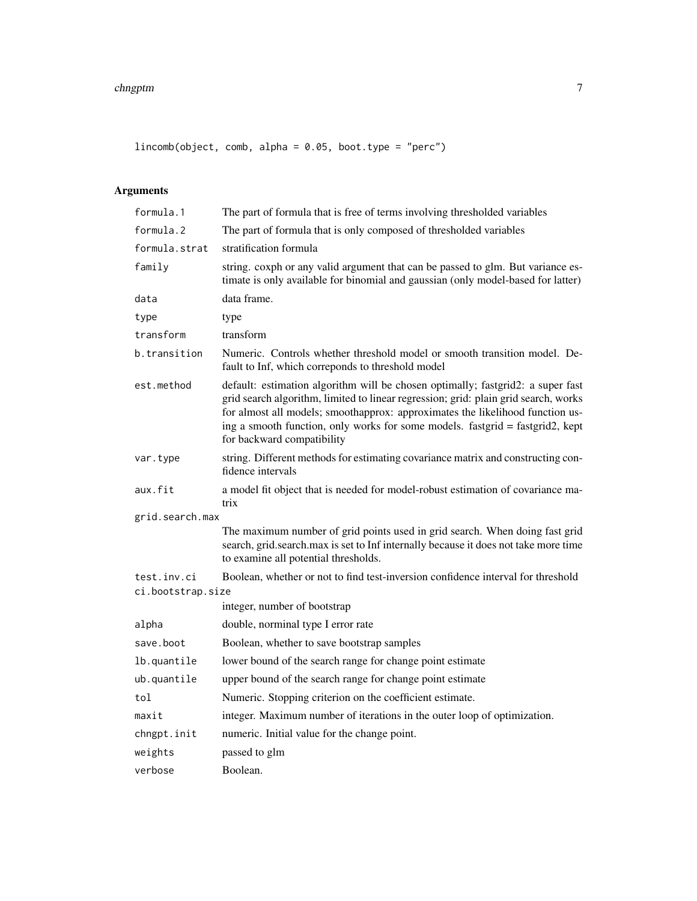```
lincomb(object, comb, alpha = 0.05, boot.type = "perc")
```

## Arguments

| Argument | Description |
|---|---|
| formula.1 | The part of formula that is free of terms involving thresholded variables |
| formula.2 | The part of formula that is only composed of thresholded variables |
| formula.strat | stratification formula |
| family | string. coxph or any valid argument that can be passed to glm. But variance estimate is only available for binomial and gaussian (only model-based for latter) |
| data | data frame. |
| type | type |
| transform | transform |
| b.transition | Numeric. Controls whether threshold model or smooth transition model. Default to Inf, which correponds to threshold model |
| est.method | default: estimation algorithm will be chosen optimally; fastgrid2: a super fast grid search algorithm, limited to linear regression; grid: plain grid search, works for almost all models; smoothapprox: approximates the likelihood function using a smooth function, only works for some models. fastgrid = fastgrid2, kept for backward compatibility |
| var.type | string. Different methods for estimating covariance matrix and constructing confidence intervals |
| aux.fit | a model fit object that is needed for model-robust estimation of covariance matrix |
| grid.search.max | The maximum number of grid points used in grid search. When doing fast grid search, grid.search.max is set to Inf internally because it does not take more time to examine all potential thresholds. |
| test.inv.ci | Boolean, whether or not to find test-inversion confidence interval for threshold |
| ci.bootstrap.size | integer, number of bootstrap |
| alpha | double, norminal type I error rate |
| save.boot | Boolean, whether to save bootstrap samples |
| lb.quantile | lower bound of the search range for change point estimate |
| ub.quantile | upper bound of the search range for change point estimate |
| tol | Numeric. Stopping criterion on the coefficient estimate. |
| maxit | integer. Maximum number of iterations in the outer loop of optimization. |
| chngpt.init | numeric. Initial value for the change point. |
| weights | passed to glm |
| verbose | Boolean. |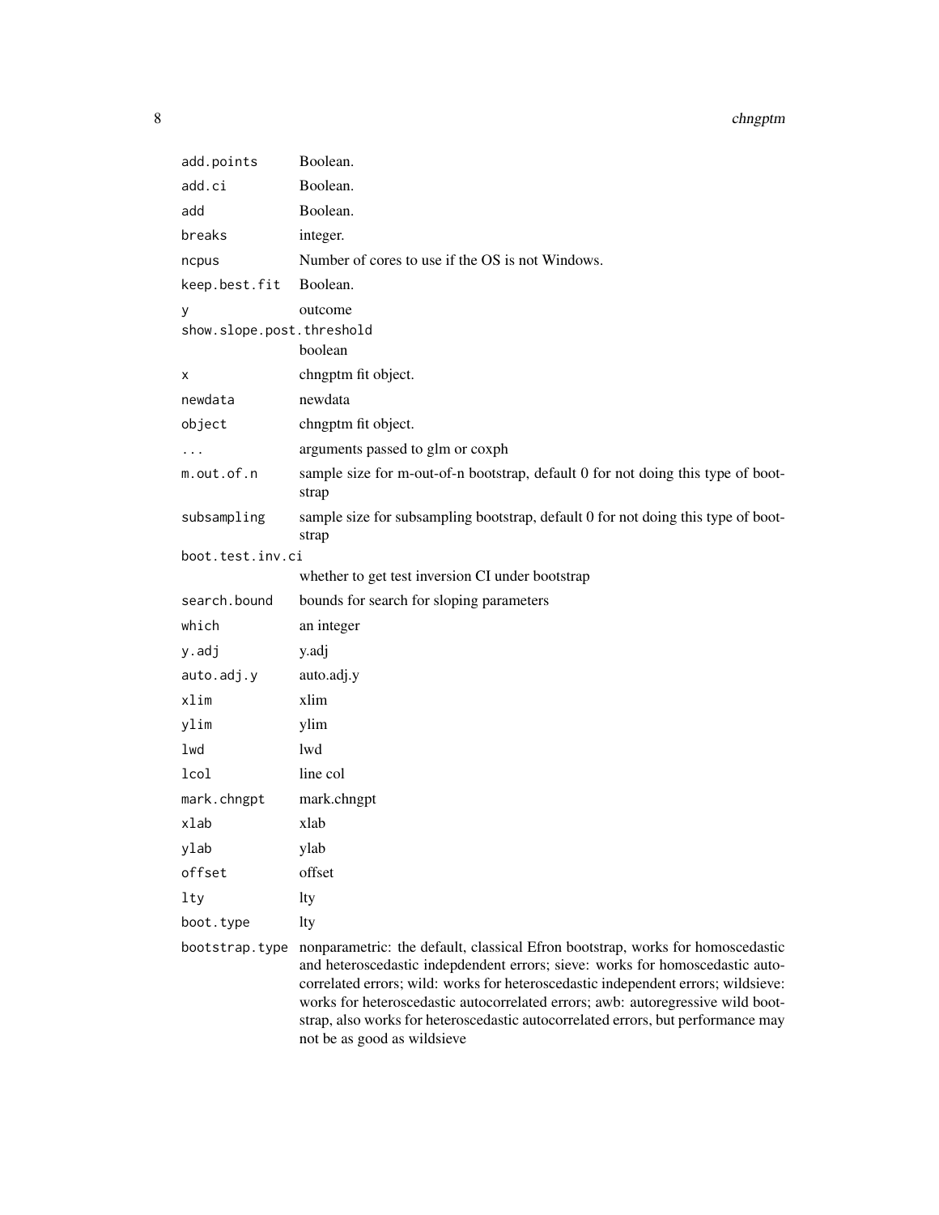| | |
|---|---|
| `add.points` | Boolean. |
| `add.ci` | Boolean. |
| `add` | Boolean. |
| `breaks` | integer. |
| `ncpus` | Number of cores to use if the OS is not Windows. |
| `keep.best.fit` | Boolean. |
| `y` | outcome |
| `show.slope.post.threshold` | boolean |
| `x` | chngptm fit object. |
| `newdata` | newdata |
| `object` | chngptm fit object. |
| `...` | arguments passed to glm or coxph |
| `m.out.of.n` | sample size for m-out-of-n bootstrap, default 0 for not doing this type of bootstrap |
| `subsampling` | sample size for subsampling bootstrap, default 0 for not doing this type of bootstrap |
| `boot.test.inv.ci` | whether to get test inversion CI under bootstrap |
| `search.bound` | bounds for search for sloping parameters |
| `which` | an integer |
| `y.adj` | y.adj |
| `auto.adj.y` | auto.adj.y |
| `xlim` | xlim |
| `ylim` | ylim |
| `lwd` | lwd |
| `lcol` | line col |
| `mark.chngpt` | mark.chngpt |
| `xlab` | xlab |
| `ylab` | ylab |
| `offset` | offset |
| `lty` | lty |
| `boot.type` | lty |
| `bootstrap.type` | nonparametric: the default, classical Efron bootstrap, works for homoscedastic and heteroscedastic indepdendent errors; sieve: works for homoscedastic autocorrelated errors; wild: works for heteroscedastic independent errors; wildsieve: works for heteroscedastic autocorrelated errors; awb: autoregressive wild bootstrap, also works for heteroscedastic autocorrelated errors, but performance may not be as good as wildsieve |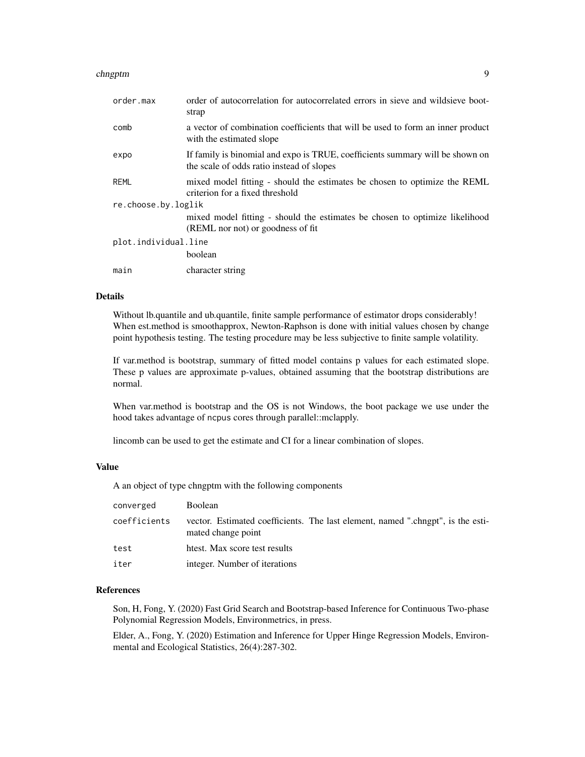| | |
|---|---|
| `order.max` | order of autocorrelation for autocorrelated errors in sieve and wildsieve bootstrap |
| `comb` | a vector of combination coefficients that will be used to form an inner product with the estimated slope |
| `expo` | If family is binomial and expo is TRUE, coefficients summary will be shown on the scale of odds ratio instead of slopes |
| `REML` | mixed model fitting - should the estimates be chosen to optimize the REML criterion for a fixed threshold |
| `re.choose.by.loglik` | mixed model fitting - should the estimates be chosen to optimize likelihood (REML nor not) or goodness of fit |
| `plot.individual.line` | boolean |
| `main` | character string |

### Details

Without lb.quantile and ub.quantile, finite sample performance of estimator drops considerably! When est.method is smoothapprox, Newton-Raphson is done with initial values chosen by change point hypothesis testing. The testing procedure may be less subjective to finite sample volatility.

If var.method is bootstrap, summary of fitted model contains p values for each estimated slope. These p values are approximate p-values, obtained assuming that the bootstrap distributions are normal.

When var.method is bootstrap and the OS is not Windows, the boot package we use under the hood takes advantage of `ncpus` cores through parallel::mclapply.

lincomb can be used to get the estimate and CI for a linear combination of slopes.

### Value

A an object of type chngptm with the following components

| | |
|---|---|
| `converged` | Boolean |
| `coefficients` | vector. Estimated coefficients. The last element, named ".chngpt", is the estimated change point |
| `test` | htest. Max score test results |
| `iter` | integer. Number of iterations |

### References

Son, H, Fong, Y. (2020) Fast Grid Search and Bootstrap-based Inference for Continuous Two-phase Polynomial Regression Models, Environmetrics, in press.

Elder, A., Fong, Y. (2020) Estimation and Inference for Upper Hinge Regression Models, Environmental and Ecological Statistics, 26(4):287-302.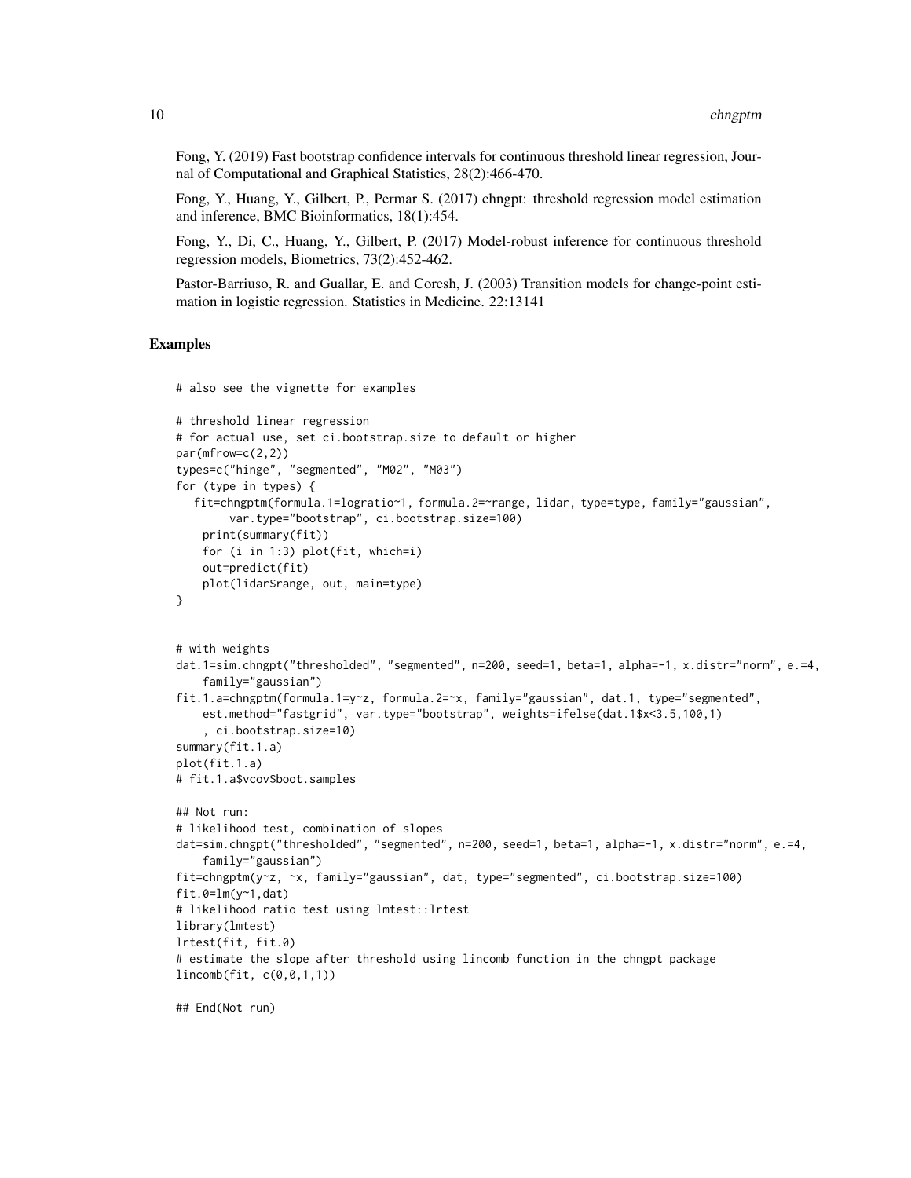Fong, Y. (2019) Fast bootstrap confidence intervals for continuous threshold linear regression, Journal of Computational and Graphical Statistics, 28(2):466-470.

Fong, Y., Huang, Y., Gilbert, P., Permar S. (2017) chngpt: threshold regression model estimation and inference, BMC Bioinformatics, 18(1):454.

Fong, Y., Di, C., Huang, Y., Gilbert, P. (2017) Model-robust inference for continuous threshold regression models, Biometrics, 73(2):452-462.

Pastor-Barriuso, R. and Guallar, E. and Coresh, J. (2003) Transition models for change-point estimation in logistic regression. Statistics in Medicine. 22:13141

## Examples

```
# also see the vignette for examples

# threshold linear regression
# for actual use, set ci.bootstrap.size to default or higher
par(mfrow=c(2,2))
types=c("hinge", "segmented", "M02", "M03")
for (type in types) {
   fit=chngptm(formula.1=logratio~1, formula.2=~range, lidar, type=type, family="gaussian",
        var.type="bootstrap", ci.bootstrap.size=100)
    print(summary(fit))
    for (i in 1:3) plot(fit, which=i)
    out=predict(fit)
    plot(lidar$range, out, main=type)
}


# with weights
dat.1=sim.chngpt("thresholded", "segmented", n=200, seed=1, beta=1, alpha=-1, x.distr="norm", e.=4,
    family="gaussian")
fit.1.a=chngptm(formula.1=y~z, formula.2=~x, family="gaussian", dat.1, type="segmented",
    est.method="fastgrid", var.type="bootstrap", weights=ifelse(dat.1$x<3.5,100,1)
    , ci.bootstrap.size=10)
summary(fit.1.a)
plot(fit.1.a)
# fit.1.a$vcov$boot.samples

## Not run:
# likelihood test, combination of slopes
dat=sim.chngpt("thresholded", "segmented", n=200, seed=1, beta=1, alpha=-1, x.distr="norm", e.=4,
    family="gaussian")
fit=chngptm(y~z, ~x, family="gaussian", dat, type="segmented", ci.bootstrap.size=100)
fit.0=lm(y~1,dat)
# likelihood ratio test using lmtest::lrtest
library(lmtest)
lrtest(fit, fit.0)
# estimate the slope after threshold using lincomb function in the chngpt package
lincomb(fit, c(0,0,1,1))

## End(Not run)
```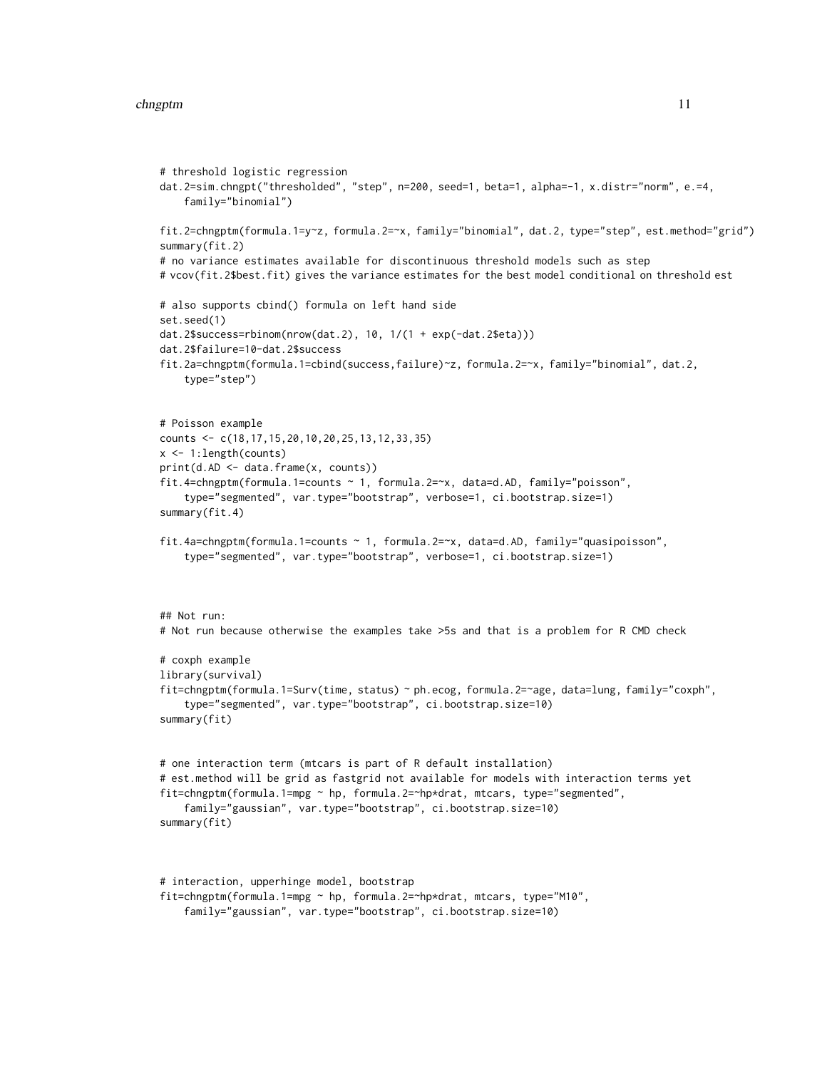```
# threshold logistic regression
dat.2=sim.chngpt("thresholded", "step", n=200, seed=1, beta=1, alpha=-1, x.distr="norm", e.=4,
    family="binomial")

fit.2=chngptm(formula.1=y~z, formula.2=~x, family="binomial", dat.2, type="step", est.method="grid")
summary(fit.2)
# no variance estimates available for discontinuous threshold models such as step
# vcov(fit.2$best.fit) gives the variance estimates for the best model conditional on threshold est

# also supports cbind() formula on left hand side
set.seed(1)
dat.2$success=rbinom(nrow(dat.2), 10, 1/(1 + exp(-dat.2$eta)))
dat.2$failure=10-dat.2$success
fit.2a=chngptm(formula.1=cbind(success,failure)~z, formula.2=~x, family="binomial", dat.2,
    type="step")


# Poisson example
counts <- c(18,17,15,20,10,20,25,13,12,33,35)
x <- 1:length(counts)
print(d.AD <- data.frame(x, counts))
fit.4=chngptm(formula.1=counts ~ 1, formula.2=~x, data=d.AD, family="poisson",
    type="segmented", var.type="bootstrap", verbose=1, ci.bootstrap.size=1)
summary(fit.4)

fit.4a=chngptm(formula.1=counts ~ 1, formula.2=~x, data=d.AD, family="quasipoisson",
    type="segmented", var.type="bootstrap", verbose=1, ci.bootstrap.size=1)



## Not run:
# Not run because otherwise the examples take >5s and that is a problem for R CMD check

# coxph example
library(survival)
fit=chngptm(formula.1=Surv(time, status) ~ ph.ecog, formula.2=~age, data=lung, family="coxph",
    type="segmented", var.type="bootstrap", ci.bootstrap.size=10)
summary(fit)


# one interaction term (mtcars is part of R default installation)
# est.method will be grid as fastgrid not available for models with interaction terms yet
fit=chngptm(formula.1=mpg ~ hp, formula.2=~hp*drat, mtcars, type="segmented",
    family="gaussian", var.type="bootstrap", ci.bootstrap.size=10)
summary(fit)



# interaction, upperhinge model, bootstrap
fit=chngptm(formula.1=mpg ~ hp, formula.2=~hp*drat, mtcars, type="M10",
    family="gaussian", var.type="bootstrap", ci.bootstrap.size=10)
```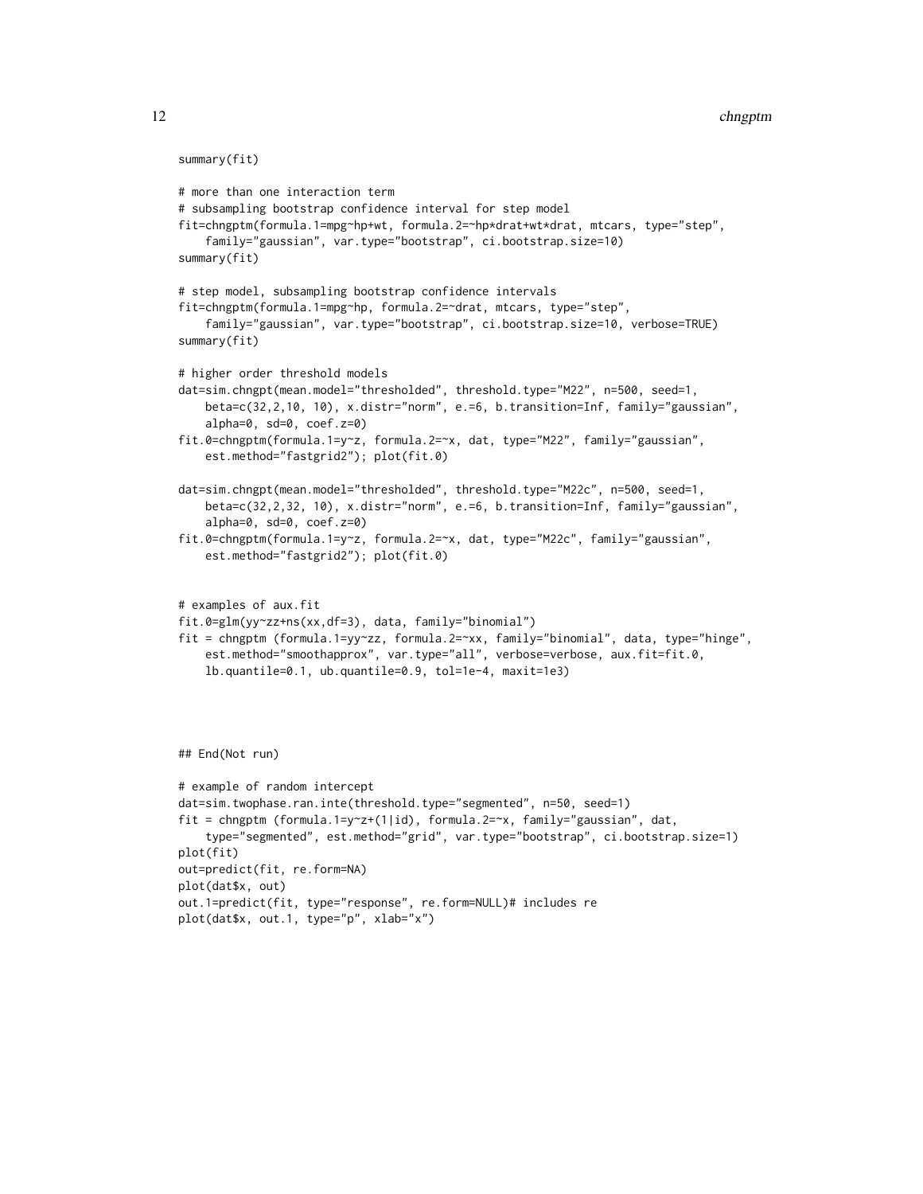```
summary(fit)

# more than one interaction term
# subsampling bootstrap confidence interval for step model
fit=chngptm(formula.1=mpg~hp+wt, formula.2=~hp*drat+wt*drat, mtcars, type="step",
    family="gaussian", var.type="bootstrap", ci.bootstrap.size=10)
summary(fit)

# step model, subsampling bootstrap confidence intervals
fit=chngptm(formula.1=mpg~hp, formula.2=~drat, mtcars, type="step",
    family="gaussian", var.type="bootstrap", ci.bootstrap.size=10, verbose=TRUE)
summary(fit)

# higher order threshold models
dat=sim.chngpt(mean.model="thresholded", threshold.type="M22", n=500, seed=1,
    beta=c(32,2,10, 10), x.distr="norm", e.=6, b.transition=Inf, family="gaussian",
    alpha=0, sd=0, coef.z=0)
fit.0=chngptm(formula.1=y~z, formula.2=~x, dat, type="M22", family="gaussian",
    est.method="fastgrid2"); plot(fit.0)

dat=sim.chngpt(mean.model="thresholded", threshold.type="M22c", n=500, seed=1,
    beta=c(32,2,32, 10), x.distr="norm", e.=6, b.transition=Inf, family="gaussian",
    alpha=0, sd=0, coef.z=0)
fit.0=chngptm(formula.1=y~z, formula.2=~x, dat, type="M22c", family="gaussian",
    est.method="fastgrid2"); plot(fit.0)


# examples of aux.fit
fit.0=glm(yy~zz+ns(xx,df=3), data, family="binomial")
fit = chngptm (formula.1=yy~zz, formula.2=~xx, family="binomial", data, type="hinge",
    est.method="smoothapprox", var.type="all", verbose=verbose, aux.fit=fit.0,
    lb.quantile=0.1, ub.quantile=0.9, tol=1e-4, maxit=1e3)




## End(Not run)

# example of random intercept
dat=sim.twophase.ran.inte(threshold.type="segmented", n=50, seed=1)
fit = chngptm (formula.1=y~z+(1|id), formula.2=~x, family="gaussian", dat,
    type="segmented", est.method="grid", var.type="bootstrap", ci.bootstrap.size=1)
plot(fit)
out=predict(fit, re.form=NA)
plot(dat$x, out)
out.1=predict(fit, type="response", re.form=NULL)# includes re
plot(dat$x, out.1, type="p", xlab="x")
```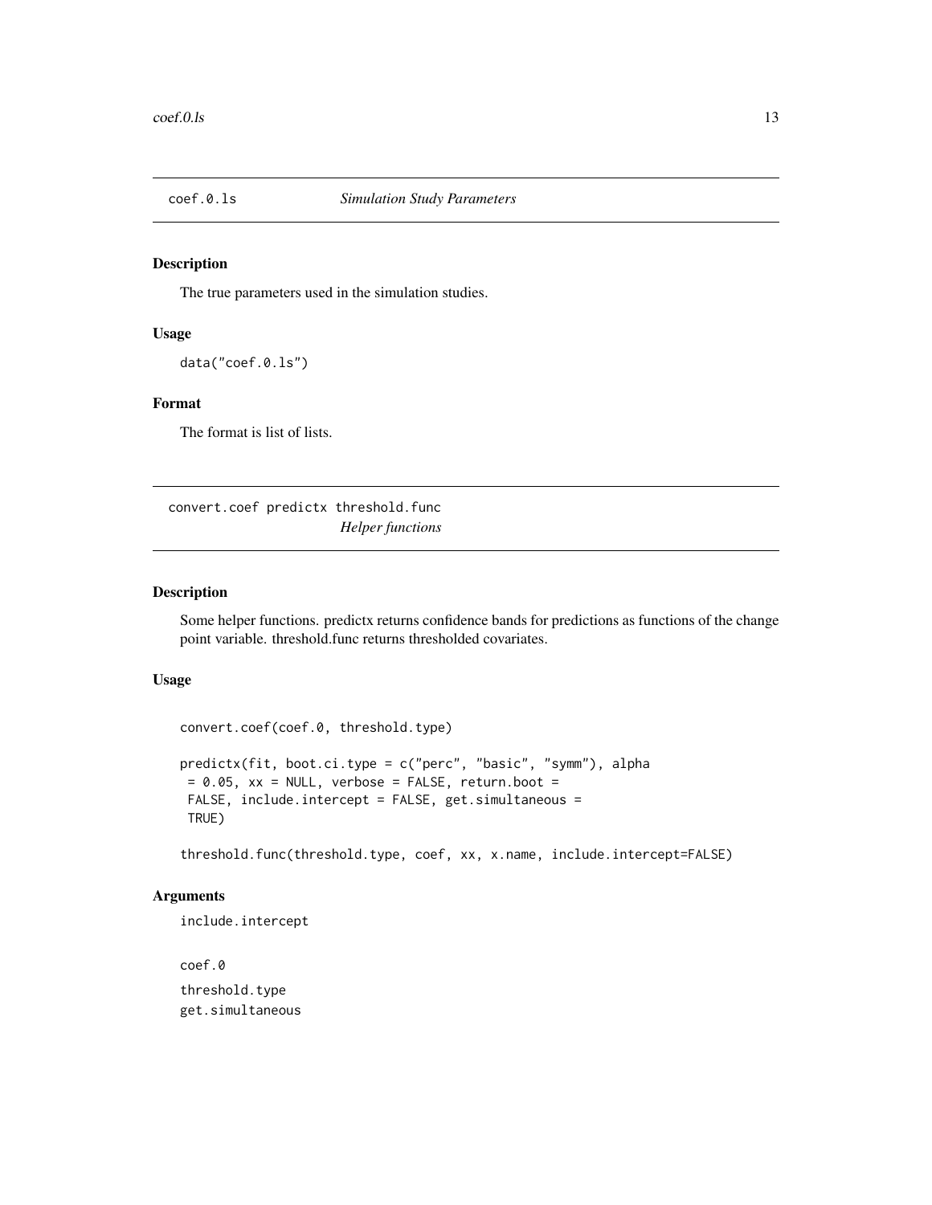## coef.0.ls *Simulation Study Parameters*

### Description

The true parameters used in the simulation studies.

### Usage

```
data("coef.0.ls")
```

### Format

The format is list of lists.

## convert.coef predictx threshold.func *Helper functions*

### Description

Some helper functions. predictx returns confidence bands for predictions as functions of the change point variable. threshold.func returns thresholded covariates.

### Usage

```
convert.coef(coef.0, threshold.type)

predictx(fit, boot.ci.type = c("perc", "basic", "symm"), alpha
 = 0.05, xx = NULL, verbose = FALSE, return.boot =
 FALSE, include.intercept = FALSE, get.simultaneous =
 TRUE)

threshold.func(threshold.type, coef, xx, x.name, include.intercept=FALSE)
```

### Arguments

include.intercept

coef.0

threshold.type

get.simultaneous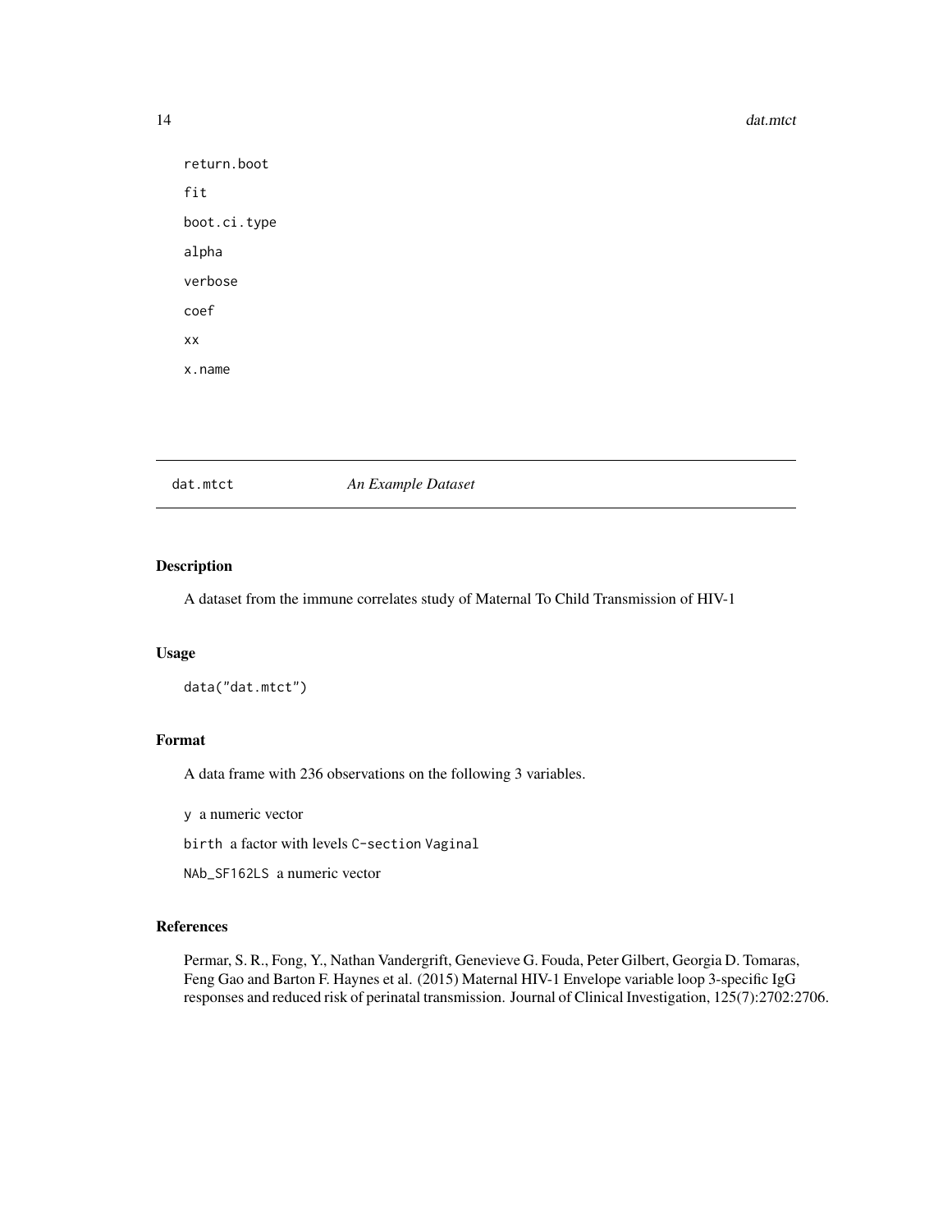return.boot

fit

boot.ci.type

alpha

verbose

coef

xx

x.name

---

## dat.mtct    *An Example Dataset*

### Description

A dataset from the immune correlates study of Maternal To Child Transmission of HIV-1

### Usage

```
data("dat.mtct")
```

### Format

A data frame with 236 observations on the following 3 variables.

`y` a numeric vector

`birth` a factor with levels `C-section` `Vaginal`

`NAb_SF162LS` a numeric vector

### References

Permar, S. R., Fong, Y., Nathan Vandergrift, Genevieve G. Fouda, Peter Gilbert, Georgia D. Tomaras, Feng Gao and Barton F. Haynes et al. (2015) Maternal HIV-1 Envelope variable loop 3-specific IgG responses and reduced risk of perinatal transmission. Journal of Clinical Investigation, 125(7):2702:2706.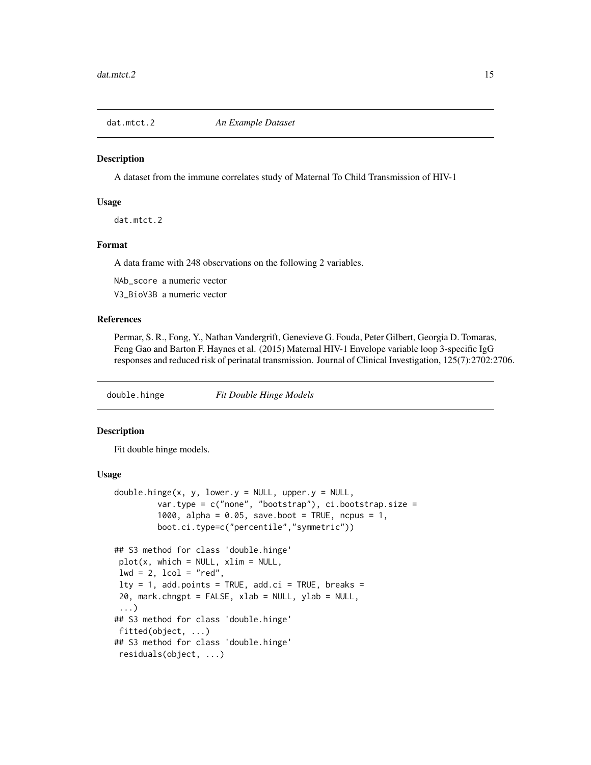## dat.mtct.2 *An Example Dataset*

### Description

A dataset from the immune correlates study of Maternal To Child Transmission of HIV-1

### Usage

```
dat.mtct.2
```

### Format

A data frame with 248 observations on the following 2 variables.

`NAb_score` a numeric vector

`V3_BioV3B` a numeric vector

### References

Permar, S. R., Fong, Y., Nathan Vandergrift, Genevieve G. Fouda, Peter Gilbert, Georgia D. Tomaras, Feng Gao and Barton F. Haynes et al. (2015) Maternal HIV-1 Envelope variable loop 3-specific IgG responses and reduced risk of perinatal transmission. Journal of Clinical Investigation, 125(7):2702:2706.

## double.hinge *Fit Double Hinge Models*

### Description

Fit double hinge models.

### Usage

```
double.hinge(x, y, lower.y = NULL, upper.y = NULL,
         var.type = c("none", "bootstrap"), ci.bootstrap.size =
         1000, alpha = 0.05, save.boot = TRUE, ncpus = 1,
         boot.ci.type=c("percentile","symmetric"))

## S3 method for class 'double.hinge'
 plot(x, which = NULL, xlim = NULL,
 lwd = 2, lcol = "red",
 lty = 1, add.points = TRUE, add.ci = TRUE, breaks =
 20, mark.chngpt = FALSE, xlab = NULL, ylab = NULL,
 ...)
## S3 method for class 'double.hinge'
 fitted(object, ...)
## S3 method for class 'double.hinge'
 residuals(object, ...)
```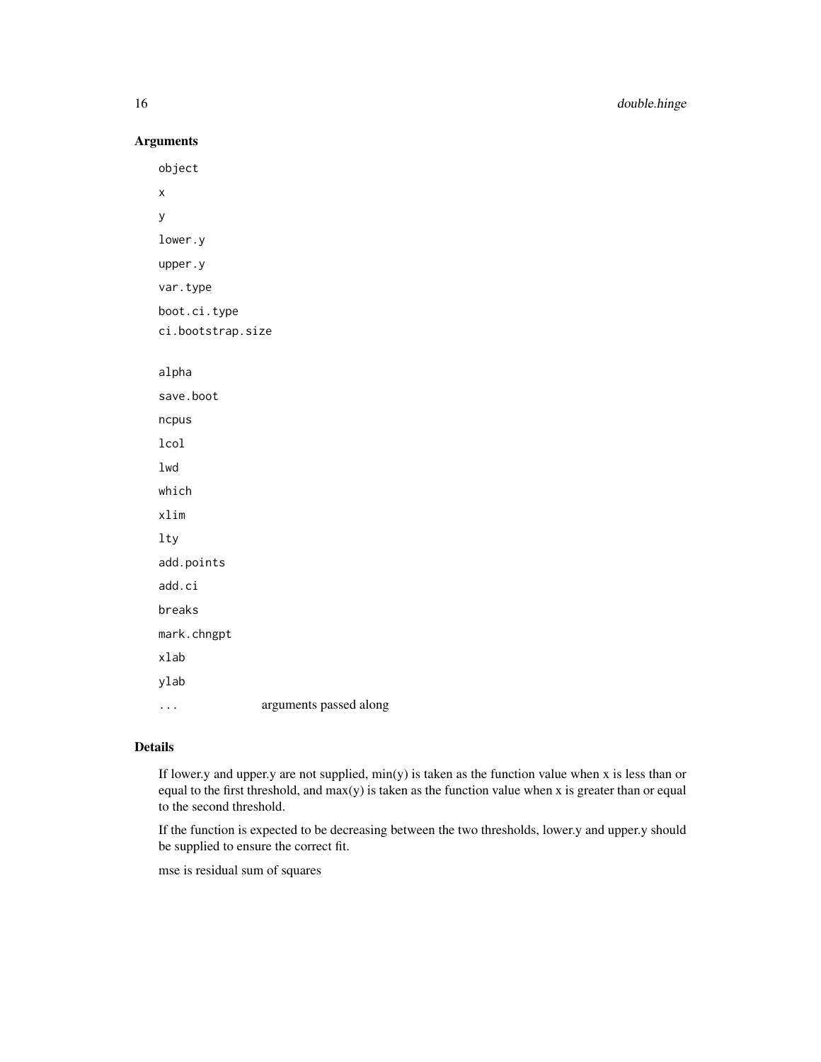### Arguments

| | |
|---|---|
| `object` | |
| `x` | |
| `y` | |
| `lower.y` | |
| `upper.y` | |
| `var.type` | |
| `boot.ci.type` | |
| `ci.bootstrap.size` | |
| `alpha` | |
| `save.boot` | |
| `ncpus` | |
| `lcol` | |
| `lwd` | |
| `which` | |
| `xlim` | |
| `lty` | |
| `add.points` | |
| `add.ci` | |
| `breaks` | |
| `mark.chngpt` | |
| `xlab` | |
| `ylab` | |
| `...` | arguments passed along |

### Details

If lower.y and upper.y are not supplied, min(y) is taken as the function value when x is less than or equal to the first threshold, and max(y) is taken as the function value when x is greater than or equal to the second threshold.

If the function is expected to be decreasing between the two thresholds, lower.y and upper.y should be supplied to ensure the correct fit.

mse is residual sum of squares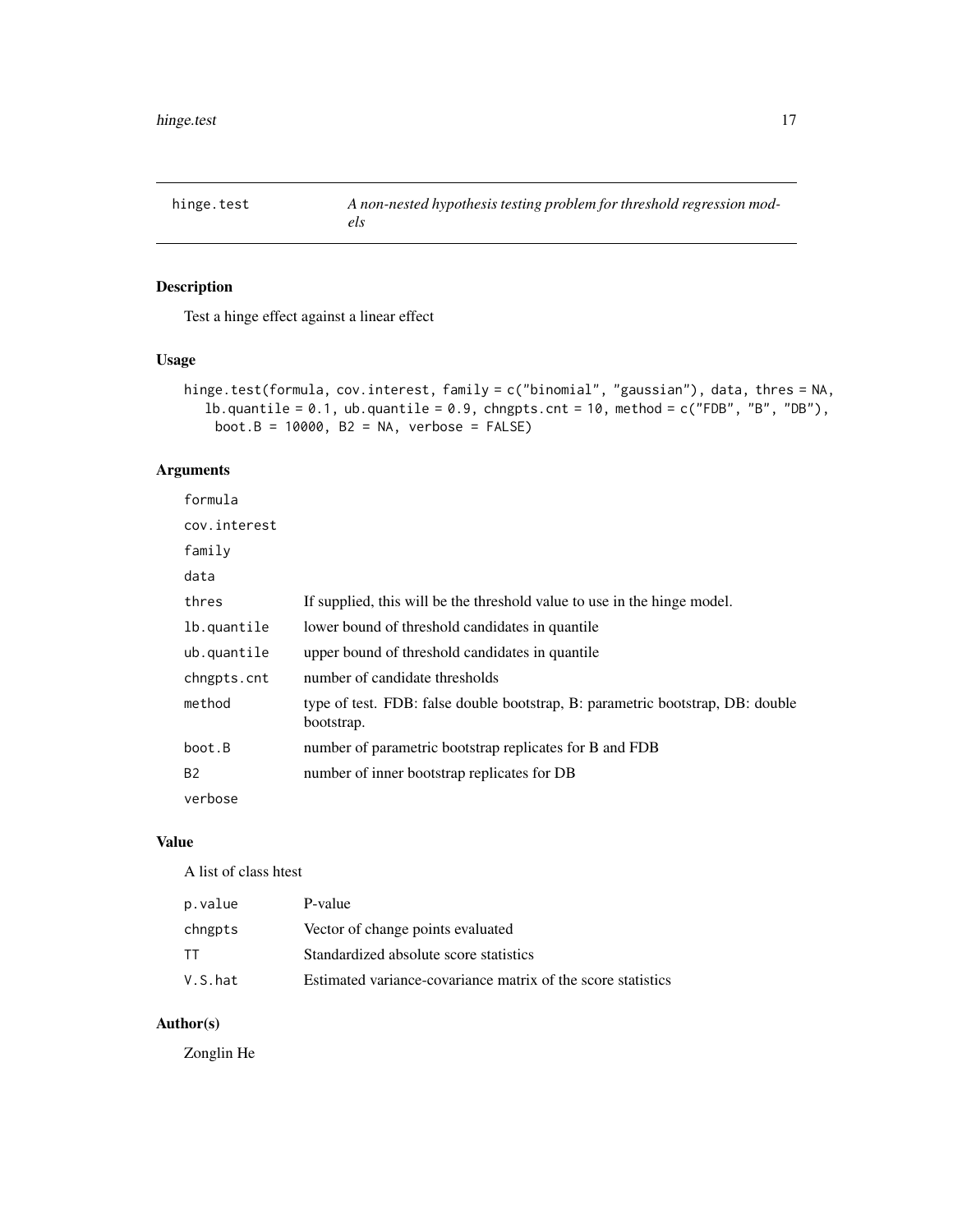| hinge.test | *A non-nested hypothesis testing problem for threshold regression models* |
| --- | --- |

## Description

Test a hinge effect against a linear effect

## Usage

```
hinge.test(formula, cov.interest, family = c("binomial", "gaussian"), data, thres = NA,
   lb.quantile = 0.1, ub.quantile = 0.9, chngpts.cnt = 10, method = c("FDB", "B", "DB"),
    boot.B = 10000, B2 = NA, verbose = FALSE)
```

## Arguments

| | |
| --- | --- |
| formula | |
| cov.interest | |
| family | |
| data | |
| thres | If supplied, this will be the threshold value to use in the hinge model. |
| lb.quantile | lower bound of threshold candidates in quantile |
| ub.quantile | upper bound of threshold candidates in quantile |
| chngpts.cnt | number of candidate thresholds |
| method | type of test. FDB: false double bootstrap, B: parametric bootstrap, DB: double bootstrap. |
| boot.B | number of parametric bootstrap replicates for B and FDB |
| B2 | number of inner bootstrap replicates for DB |
| verbose | |

## Value

A list of class htest

| | |
| --- | --- |
| p.value | P-value |
| chngpts | Vector of change points evaluated |
| TT | Standardized absolute score statistics |
| V.S.hat | Estimated variance-covariance matrix of the score statistics |

## Author(s)

Zonglin He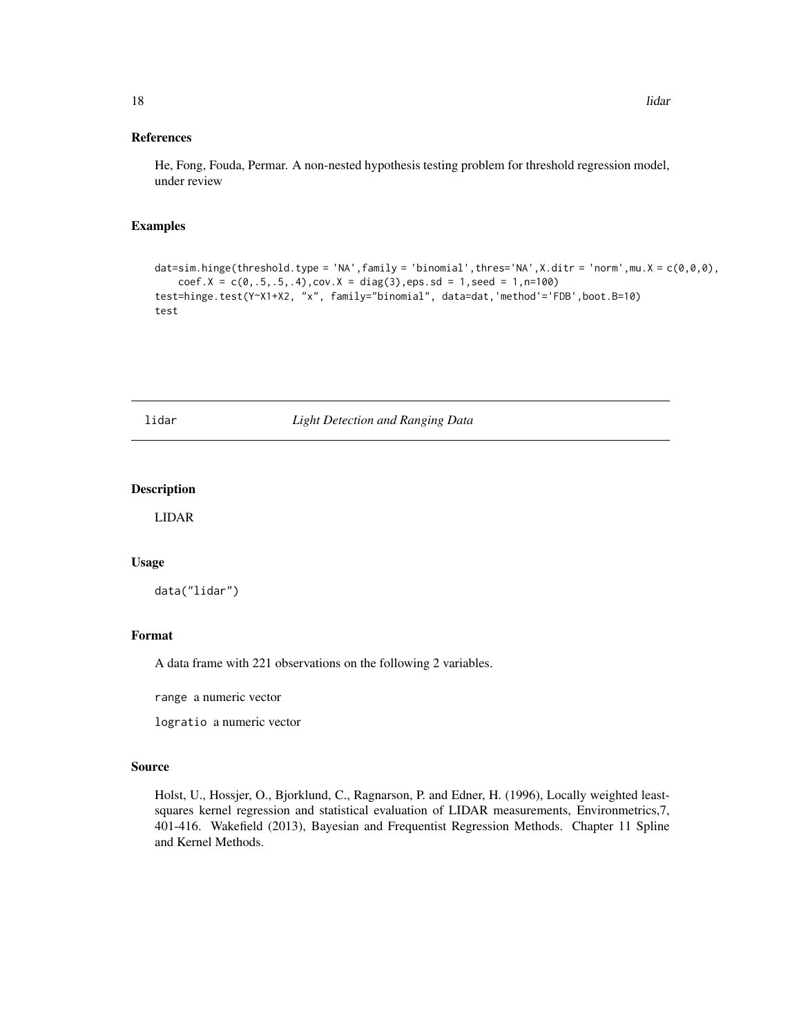## References

He, Fong, Fouda, Permar. A non-nested hypothesis testing problem for threshold regression model, under review

## Examples

```
dat=sim.hinge(threshold.type = 'NA',family = 'binomial',thres='NA',X.ditr = 'norm',mu.X = c(0,0,0),
    coef.X = c(0,.5,.5,.4),cov.X = diag(3),eps.sd = 1,seed = 1,n=100)
test=hinge.test(Y~X1+X2, "x", family="binomial", data=dat,'method'='FDB',boot.B=10)
test
```

---

# lidar *Light Detection and Ranging Data*

## Description

LIDAR

## Usage

```
data("lidar")
```

## Format

A data frame with 221 observations on the following 2 variables.

`range` a numeric vector

`logratio` a numeric vector

## Source

Holst, U., Hossjer, O., Bjorklund, C., Ragnarson, P. and Edner, H. (1996), Locally weighted least-squares kernel regression and statistical evaluation of LIDAR measurements, Environmetrics,7, 401-416. Wakefield (2013), Bayesian and Frequentist Regression Methods. Chapter 11 Spline and Kernel Methods.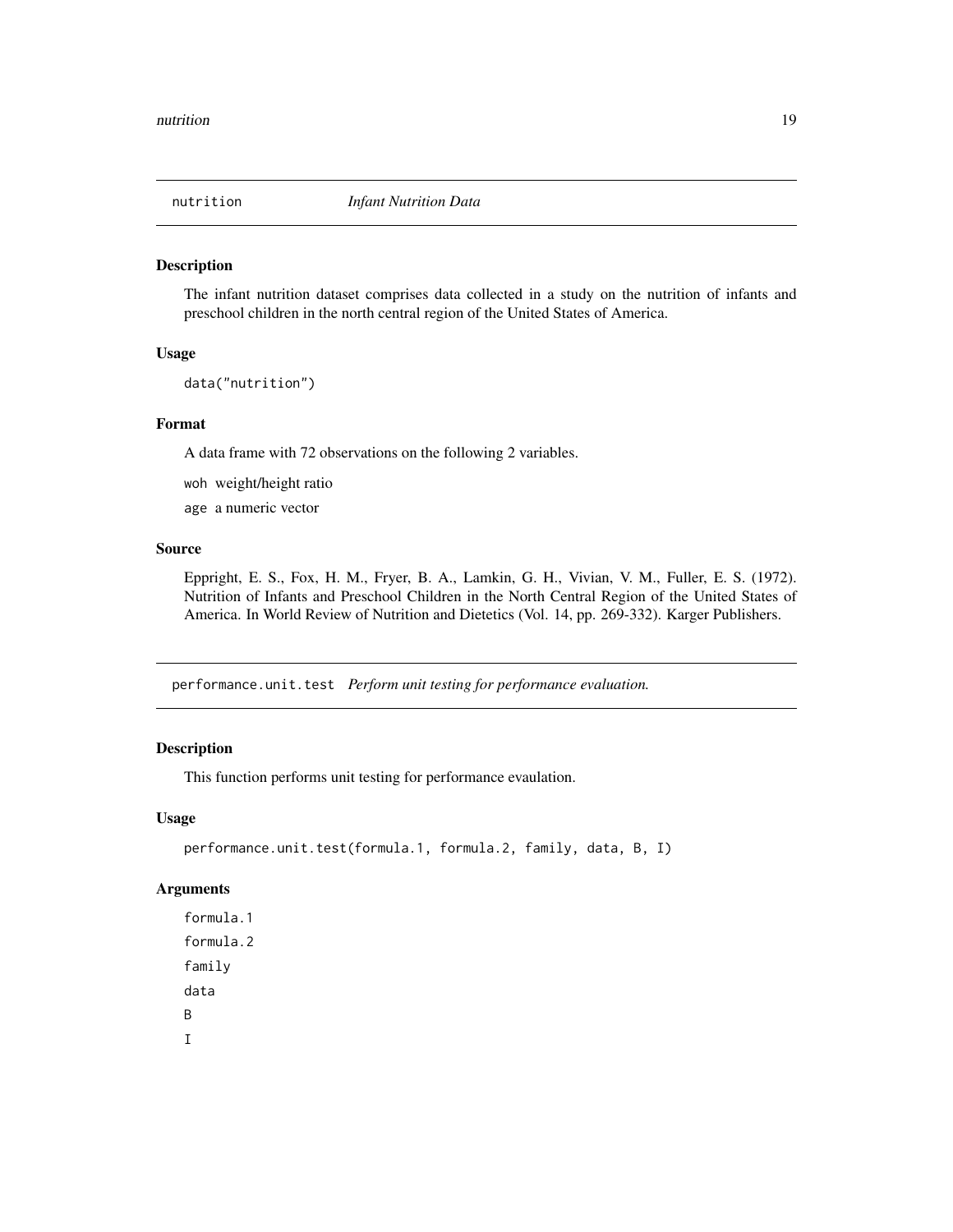## nutrition *Infant Nutrition Data*

### Description

The infant nutrition dataset comprises data collected in a study on the nutrition of infants and preschool children in the north central region of the United States of America.

### Usage

```
data("nutrition")
```

### Format

A data frame with 72 observations on the following 2 variables.

`woh` weight/height ratio

`age` a numeric vector

### Source

Eppright, E. S., Fox, H. M., Fryer, B. A., Lamkin, G. H., Vivian, V. M., Fuller, E. S. (1972). Nutrition of Infants and Preschool Children in the North Central Region of the United States of America. In World Review of Nutrition and Dietetics (Vol. 14, pp. 269-332). Karger Publishers.

## performance.unit.test *Perform unit testing for performance evaluation.*

### Description

This function performs unit testing for performance evaulation.

### Usage

```
performance.unit.test(formula.1, formula.2, family, data, B, I)
```

### Arguments

`formula.1`

`formula.2`

`family`

`data`

`B`

`I`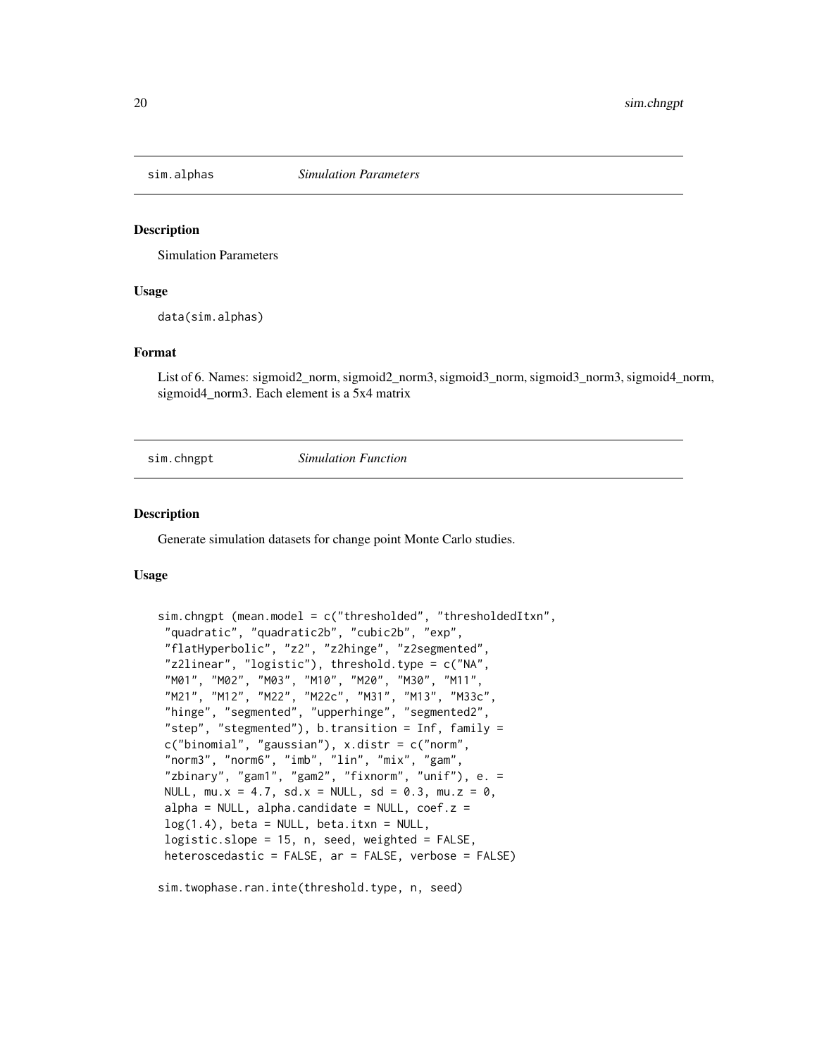## sim.alphas *Simulation Parameters*

### Description

Simulation Parameters

### Usage

```
data(sim.alphas)
```

### Format

List of 6. Names: sigmoid2_norm, sigmoid2_norm3, sigmoid3_norm, sigmoid3_norm3, sigmoid4_norm, sigmoid4_norm3. Each element is a 5x4 matrix

## sim.chngpt *Simulation Function*

### Description

Generate simulation datasets for change point Monte Carlo studies.

### Usage

```
sim.chngpt (mean.model = c("thresholded", "thresholdedItxn",
 "quadratic", "quadratic2b", "cubic2b", "exp",
 "flatHyperbolic", "z2", "z2hinge", "z2segmented",
 "z2linear", "logistic"), threshold.type = c("NA",
 "M01", "M02", "M03", "M10", "M20", "M30", "M11",
 "M21", "M12", "M22", "M22c", "M31", "M13", "M33c",
 "hinge", "segmented", "upperhinge", "segmented2",
 "step", "stegmented"), b.transition = Inf, family =
 c("binomial", "gaussian"), x.distr = c("norm",
 "norm3", "norm6", "imb", "lin", "mix", "gam",
 "zbinary", "gam1", "gam2", "fixnorm", "unif"), e. =
 NULL, mu.x = 4.7, sd.x = NULL, sd = 0.3, mu.z = 0,
 alpha = NULL, alpha.candidate = NULL, coef.z =
 log(1.4), beta = NULL, beta.itxn = NULL,
 logistic.slope = 15, n, seed, weighted = FALSE,
 heteroscedastic = FALSE, ar = FALSE, verbose = FALSE)

sim.twophase.ran.inte(threshold.type, n, seed)
```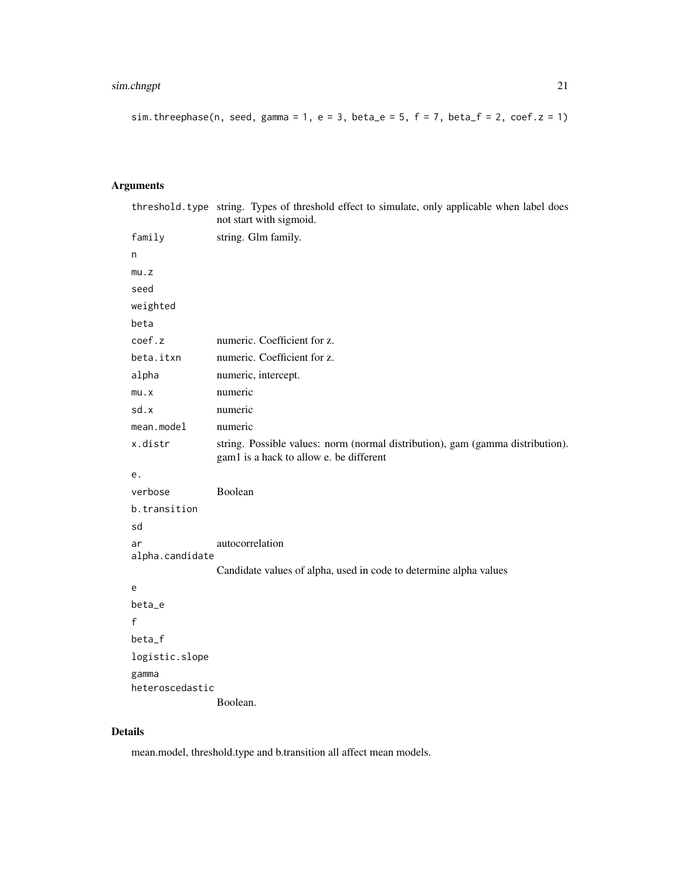```
sim.threephase(n, seed, gamma = 1, e = 3, beta_e = 5, f = 7, beta_f = 2, coef.z = 1)
```

## Arguments

| | |
|---|---|
| threshold.type | string. Types of threshold effect to simulate, only applicable when label does not start with sigmoid. |
| family | string. Glm family. |
| n | |
| mu.z | |
| seed | |
| weighted | |
| beta | |
| coef.z | numeric. Coefficient for z. |
| beta.itxn | numeric. Coefficient for z. |
| alpha | numeric, intercept. |
| mu.x | numeric |
| sd.x | numeric |
| mean.model | numeric |
| x.distr | string. Possible values: norm (normal distribution), gam (gamma distribution). gam1 is a hack to allow e. be different |
| e. | |
| verbose | Boolean |
| b.transition | |
| sd | |
| ar | autocorrelation |
| alpha.candidate | Candidate values of alpha, used in code to determine alpha values |
| e | |
| beta_e | |
| f | |
| beta_f | |
| logistic.slope | |
| gamma | |
| heteroscedastic | Boolean. |

## Details

mean.model, threshold.type and b.transition all affect mean models.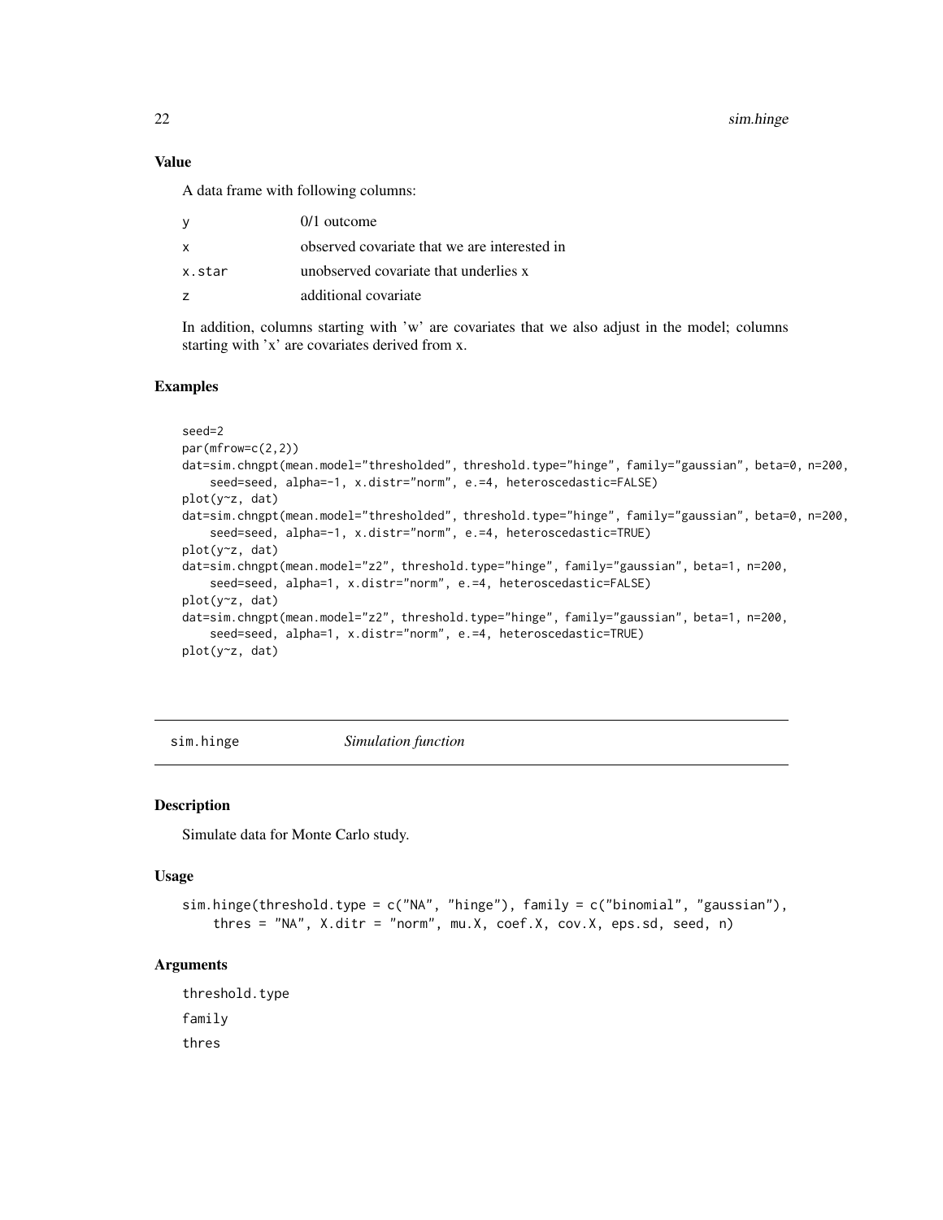### Value

A data frame with following columns:

| | |
|---|---|
| y | 0/1 outcome |
| x | observed covariate that we are interested in |
| x.star | unobserved covariate that underlies x |
| z | additional covariate |

In addition, columns starting with 'w' are covariates that we also adjust in the model; columns starting with 'x' are covariates derived from x.

### Examples

```
seed=2
par(mfrow=c(2,2))
dat=sim.chngpt(mean.model="thresholded", threshold.type="hinge", family="gaussian", beta=0, n=200,
    seed=seed, alpha=-1, x.distr="norm", e.=4, heteroscedastic=FALSE)
plot(y~z, dat)
dat=sim.chngpt(mean.model="thresholded", threshold.type="hinge", family="gaussian", beta=0, n=200,
    seed=seed, alpha=-1, x.distr="norm", e.=4, heteroscedastic=TRUE)
plot(y~z, dat)
dat=sim.chngpt(mean.model="z2", threshold.type="hinge", family="gaussian", beta=1, n=200,
    seed=seed, alpha=1, x.distr="norm", e.=4, heteroscedastic=FALSE)
plot(y~z, dat)
dat=sim.chngpt(mean.model="z2", threshold.type="hinge", family="gaussian", beta=1, n=200,
    seed=seed, alpha=1, x.distr="norm", e.=4, heteroscedastic=TRUE)
plot(y~z, dat)
```

## sim.hinge *Simulation function*

### Description

Simulate data for Monte Carlo study.

### Usage

```
sim.hinge(threshold.type = c("NA", "hinge"), family = c("binomial", "gaussian"),
    thres = "NA", X.ditr = "norm", mu.X, coef.X, cov.X, eps.sd, seed, n)
```

### Arguments

threshold.type

family

thres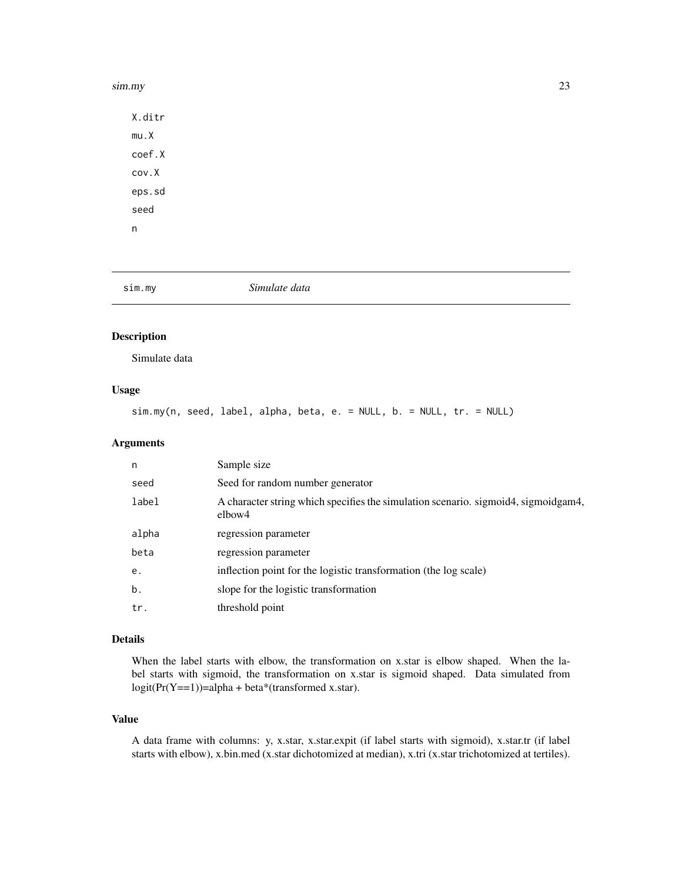X.ditr

mu.X

coef.X

cov.X

eps.sd

seed

n

---

## sim.my *Simulate data*

---

### Description

Simulate data

### Usage

```
sim.my(n, seed, label, alpha, beta, e. = NULL, b. = NULL, tr. = NULL)
```

### Arguments

| | |
|---|---|
| n | Sample size |
| seed | Seed for random number generator |
| label | A character string which specifies the simulation scenario. sigmoid4, sigmoidgam4, elbow4 |
| alpha | regression parameter |
| beta | regression parameter |
| e. | inflection point for the logistic transformation (the log scale) |
| b. | slope for the logistic transformation |
| tr. | threshold point |

### Details

When the label starts with elbow, the transformation on x.star is elbow shaped. When the label starts with sigmoid, the transformation on x.star is sigmoid shaped. Data simulated from logit(Pr(Y==1))=alpha + beta*(transformed x.star).

### Value

A data frame with columns: y, x.star, x.star.expit (if label starts with sigmoid), x.star.tr (if label starts with elbow), x.bin.med (x.star dichotomized at median), x.tri (x.star trichotomized at tertiles).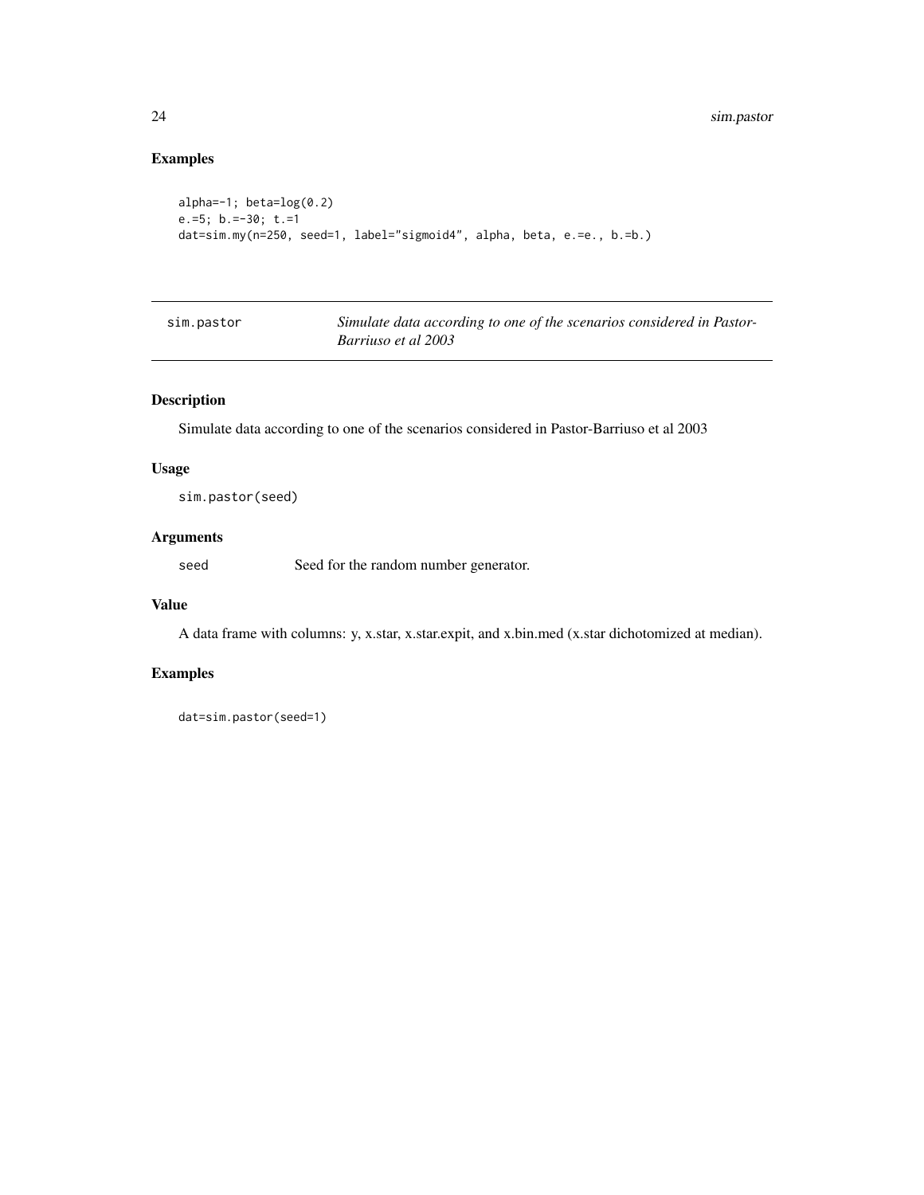## Examples

```
alpha=-1; beta=log(0.2)
e.=5; b.=-30; t.=1
dat=sim.my(n=250, seed=1, label="sigmoid4", alpha, beta, e.=e., b.=b.)
```

---

sim.pastor — *Simulate data according to one of the scenarios considered in Pastor-Barriuso et al 2003*

---

### Description

Simulate data according to one of the scenarios considered in Pastor-Barriuso et al 2003

### Usage

```
sim.pastor(seed)
```

### Arguments

| | |
|---|---|
| seed | Seed for the random number generator. |

### Value

A data frame with columns: y, x.star, x.star.expit, and x.bin.med (x.star dichotomized at median).

### Examples

```
dat=sim.pastor(seed=1)
```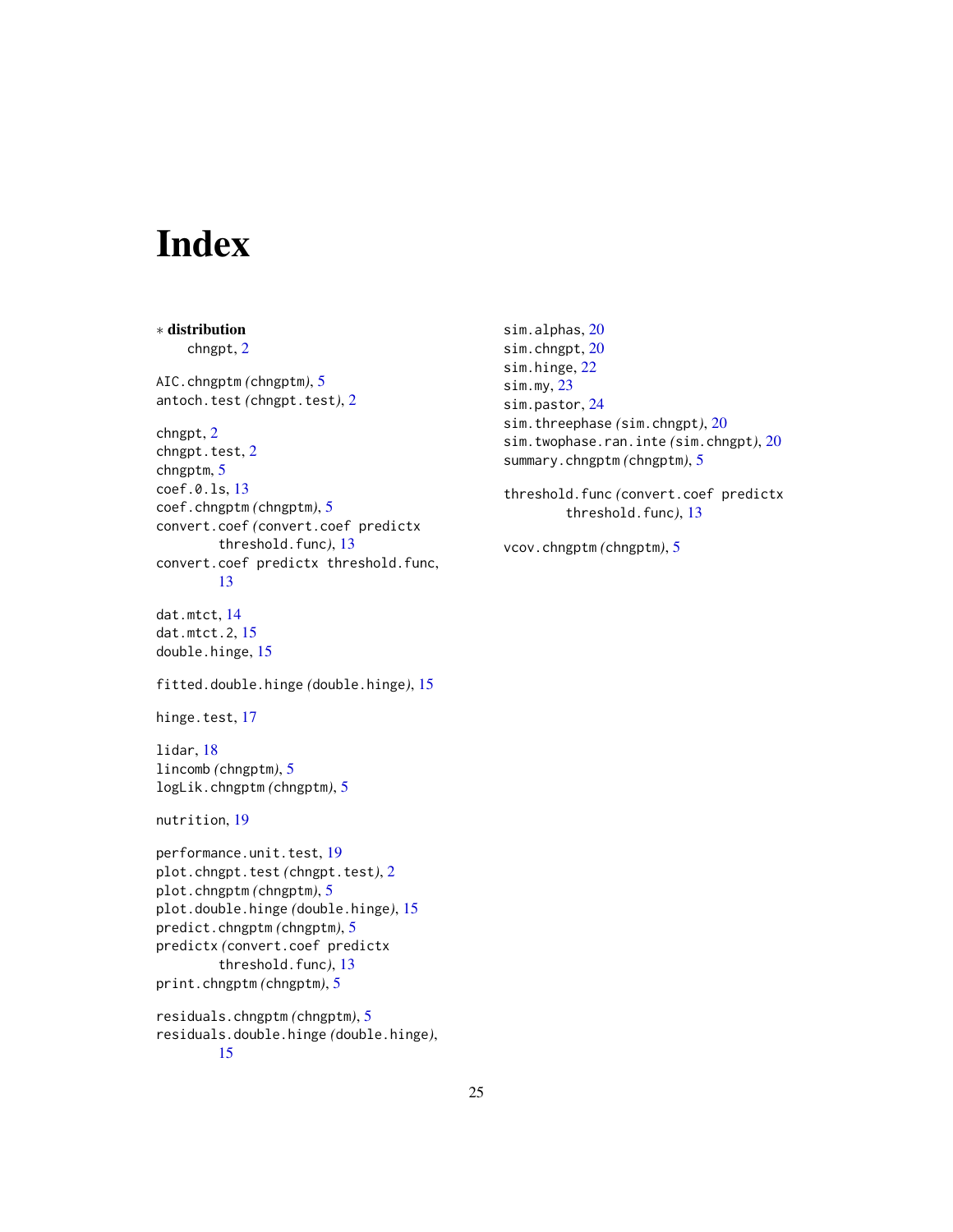# Index

∗ **distribution**
chngpt, 2

AIC.chngptm *(*chngptm*)*, 5
antoch.test *(*chngpt.test*)*, 2

chngpt, 2
chngpt.test, 2
chngptm, 5
coef.0.ls, 13
coef.chngptm *(*chngptm*)*, 5
convert.coef *(*convert.coef predictx threshold.func*)*, 13
convert.coef predictx threshold.func, 13

dat.mtct, 14
dat.mtct.2, 15
double.hinge, 15

fitted.double.hinge *(*double.hinge*)*, 15

hinge.test, 17

lidar, 18
lincomb *(*chngptm*)*, 5
logLik.chngptm *(*chngptm*)*, 5

nutrition, 19

performance.unit.test, 19
plot.chngpt.test *(*chngpt.test*)*, 2
plot.chngptm *(*chngptm*)*, 5
plot.double.hinge *(*double.hinge*)*, 15
predict.chngptm *(*chngptm*)*, 5
predictx *(*convert.coef predictx threshold.func*)*, 13
print.chngptm *(*chngptm*)*, 5

residuals.chngptm *(*chngptm*)*, 5
residuals.double.hinge *(*double.hinge*)*, 15

sim.alphas, 20
sim.chngpt, 20
sim.hinge, 22
sim.my, 23
sim.pastor, 24
sim.threephase *(*sim.chngpt*)*, 20
sim.twophase.ran.inte *(*sim.chngpt*)*, 20
summary.chngptm *(*chngptm*)*, 5

threshold.func *(*convert.coef predictx threshold.func*)*, 13

vcov.chngptm *(*chngptm*)*, 5